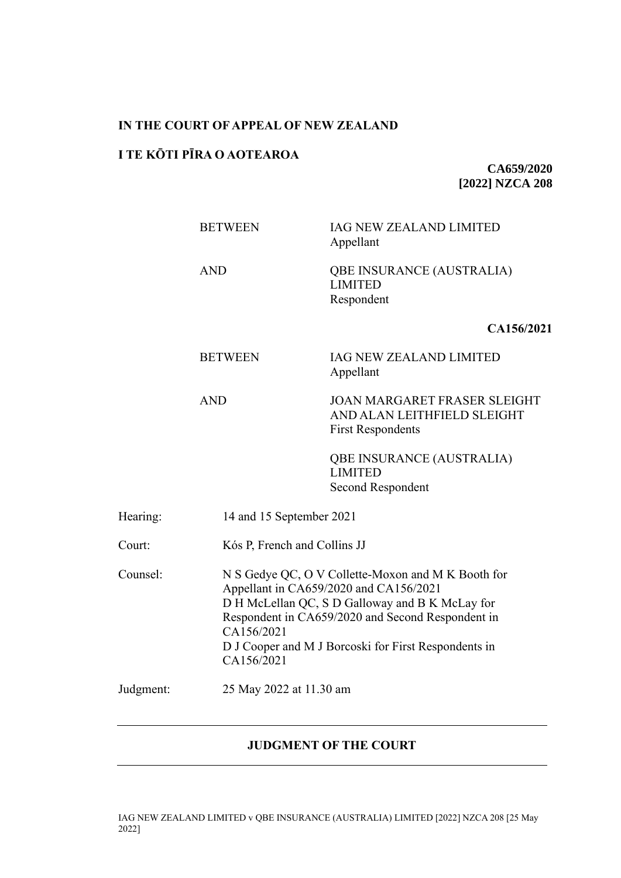**IN THE COURT OF APPEAL OF NEW ZEALAND**

**I TE KŌTI PĪRA O AOTEAROA**

**CA659/2020**
**[2022] NZCA 208**

| | |
|---|---|
| BETWEEN | IAG NEW ZEALAND LIMITED<br>Appellant |
| AND | QBE INSURANCE (AUSTRALIA) LIMITED<br>Respondent |

**CA156/2021**

| | |
|---|---|
| BETWEEN | IAG NEW ZEALAND LIMITED<br>Appellant |
| AND | JOAN MARGARET FRASER SLEIGHT AND ALAN LEITHFIELD SLEIGHT<br>First Respondents<br><br>QBE INSURANCE (AUSTRALIA) LIMITED<br>Second Respondent |

| | |
|---|---|
| Hearing: | 14 and 15 September 2021 |
| Court: | Kós P, French and Collins JJ |
| Counsel: | N S Gedye QC, O V Collette-Moxon and M K Booth for Appellant in CA659/2020 and CA156/2021<br>D H McLellan QC, S D Galloway and B K McLay for Respondent in CA659/2020 and Second Respondent in CA156/2021<br>D J Cooper and M J Borcoski for First Respondents in CA156/2021 |
| Judgment: | 25 May 2022 at 11.30 am |

---

**JUDGMENT OF THE COURT**

---

IAG NEW ZEALAND LIMITED v QBE INSURANCE (AUSTRALIA) LIMITED [2022] NZCA 208 [25 May 2022]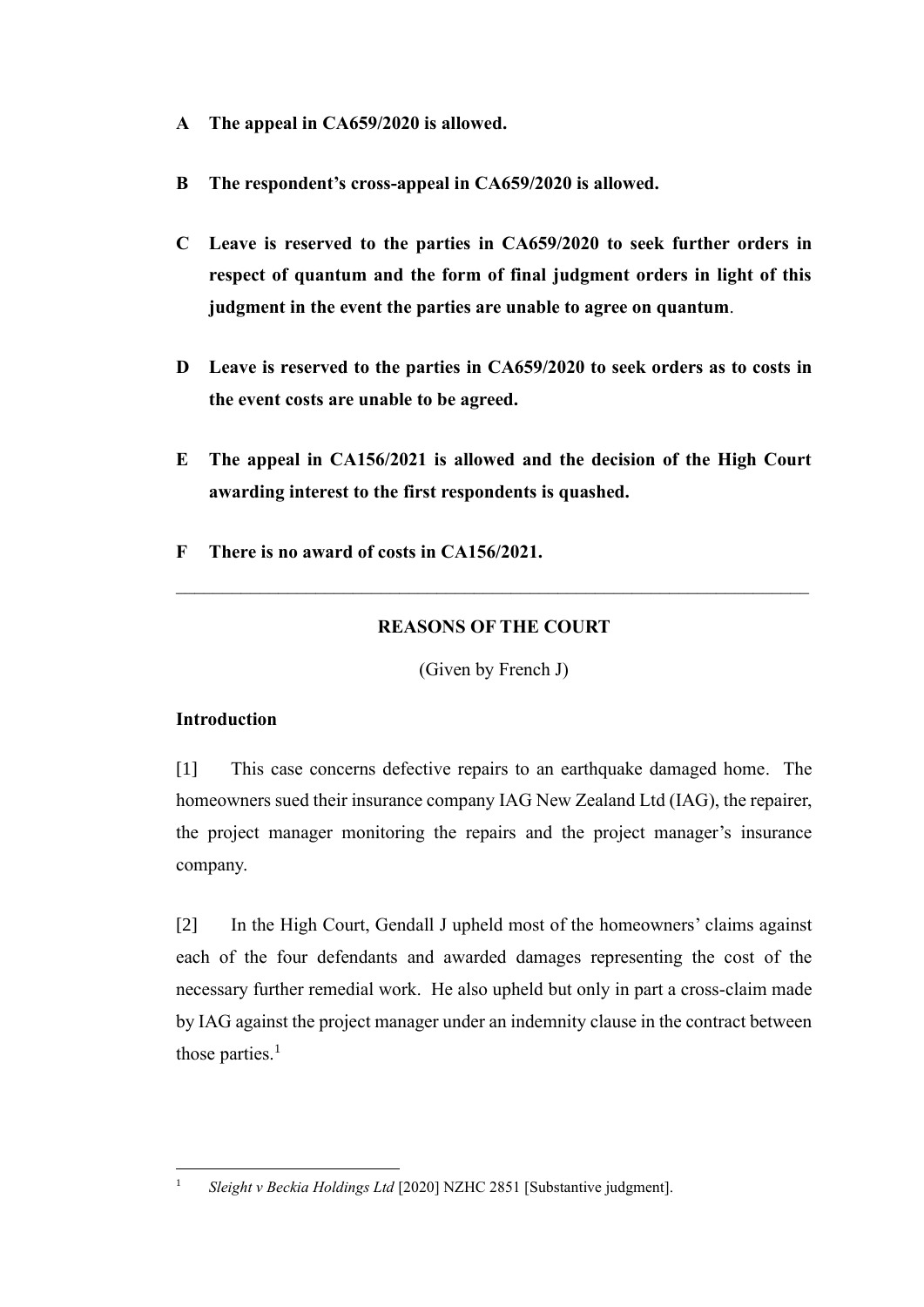**A The appeal in CA659/2020 is allowed.**

**B The respondent's cross-appeal in CA659/2020 is allowed.**

**C Leave is reserved to the parties in CA659/2020 to seek further orders in respect of quantum and the form of final judgment orders in light of this judgment in the event the parties are unable to agree on quantum**.

**D Leave is reserved to the parties in CA659/2020 to seek orders as to costs in the event costs are unable to be agreed.**

**E The appeal in CA156/2021 is allowed and the decision of the High Court awarding interest to the first respondents is quashed.**

**F There is no award of costs in CA156/2021.**

---

## REASONS OF THE COURT

(Given by French J)

### Introduction

[1] This case concerns defective repairs to an earthquake damaged home. The homeowners sued their insurance company IAG New Zealand Ltd (IAG), the repairer, the project manager monitoring the repairs and the project manager's insurance company.

[2] In the High Court, Gendall J upheld most of the homeowners' claims against each of the four defendants and awarded damages representing the cost of the necessary further remedial work. He also upheld but only in part a cross-claim made by IAG against the project manager under an indemnity clause in the contract between those parties.[1]

[1] *Sleight v Beckia Holdings Ltd* [2020] NZHC 2851 [Substantive judgment].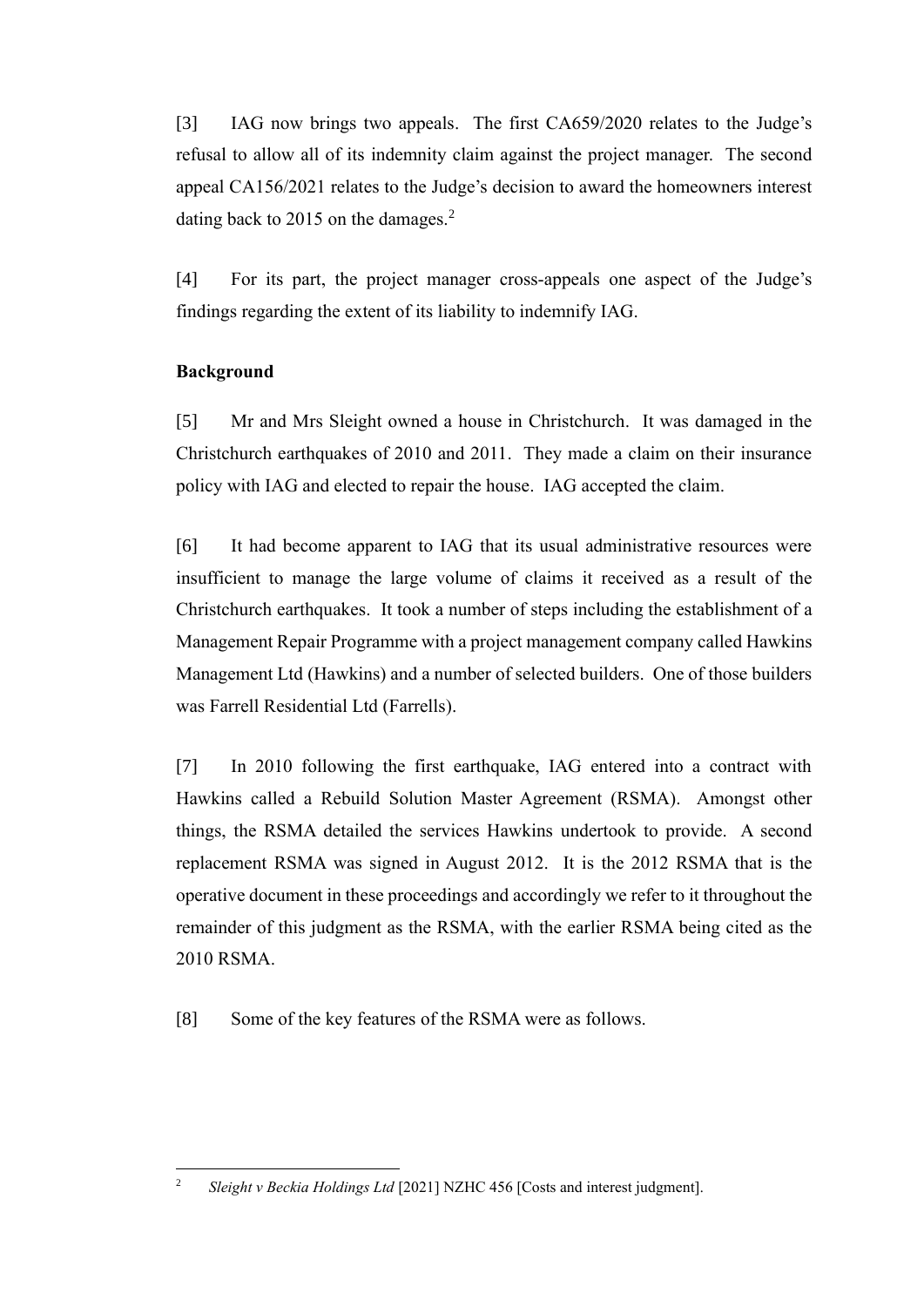[3] IAG now brings two appeals. The first CA659/2020 relates to the Judge's refusal to allow all of its indemnity claim against the project manager. The second appeal CA156/2021 relates to the Judge's decision to award the homeowners interest dating back to 2015 on the damages.[2]

[4] For its part, the project manager cross-appeals one aspect of the Judge's findings regarding the extent of its liability to indemnify IAG.

**Background**

[5] Mr and Mrs Sleight owned a house in Christchurch. It was damaged in the Christchurch earthquakes of 2010 and 2011. They made a claim on their insurance policy with IAG and elected to repair the house. IAG accepted the claim.

[6] It had become apparent to IAG that its usual administrative resources were insufficient to manage the large volume of claims it received as a result of the Christchurch earthquakes. It took a number of steps including the establishment of a Management Repair Programme with a project management company called Hawkins Management Ltd (Hawkins) and a number of selected builders. One of those builders was Farrell Residential Ltd (Farrells).

[7] In 2010 following the first earthquake, IAG entered into a contract with Hawkins called a Rebuild Solution Master Agreement (RSMA). Amongst other things, the RSMA detailed the services Hawkins undertook to provide. A second replacement RSMA was signed in August 2012. It is the 2012 RSMA that is the operative document in these proceedings and accordingly we refer to it throughout the remainder of this judgment as the RSMA, with the earlier RSMA being cited as the 2010 RSMA.

[8] Some of the key features of the RSMA were as follows.

---

[2] *Sleight v Beckia Holdings Ltd* [2021] NZHC 456 [Costs and interest judgment].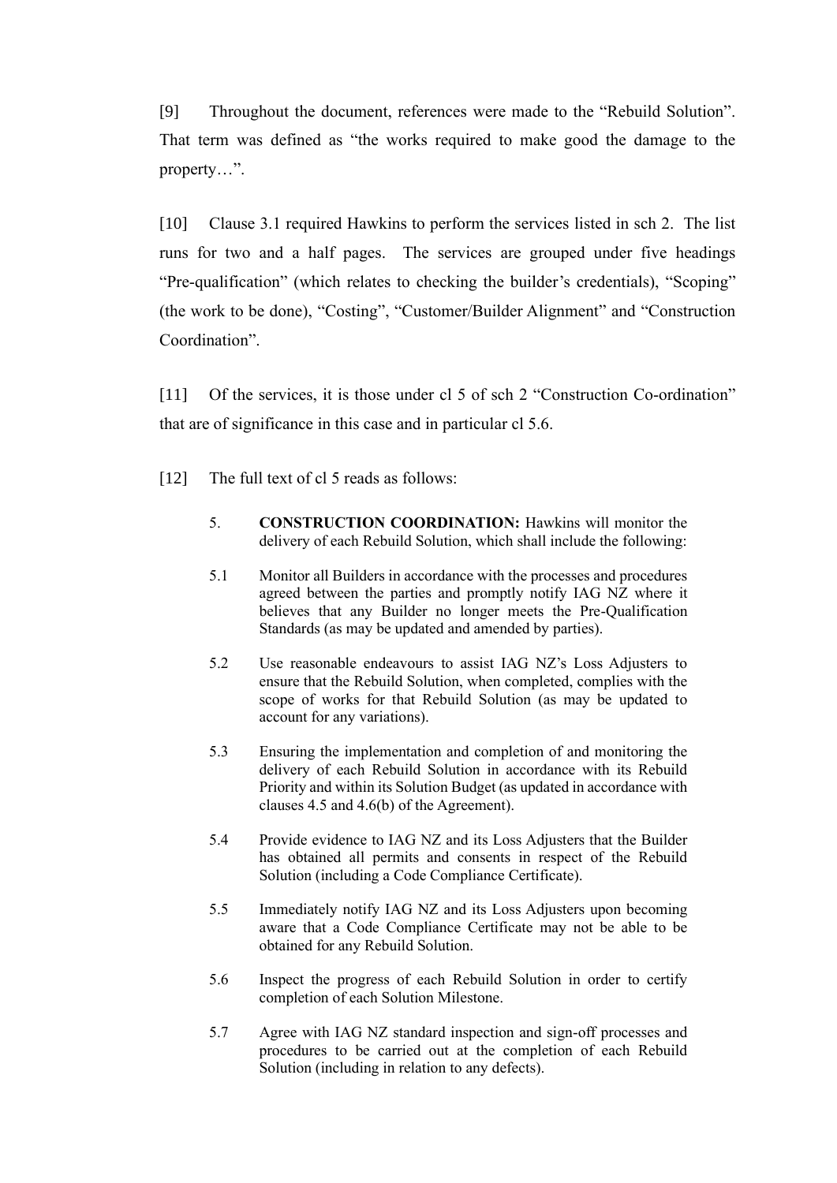[9] Throughout the document, references were made to the "Rebuild Solution". That term was defined as "the works required to make good the damage to the property…".

[10] Clause 3.1 required Hawkins to perform the services listed in sch 2. The list runs for two and a half pages. The services are grouped under five headings "Pre-qualification" (which relates to checking the builder's credentials), "Scoping" (the work to be done), "Costing", "Customer/Builder Alignment" and "Construction Coordination".

[11] Of the services, it is those under cl 5 of sch 2 "Construction Co-ordination" that are of significance in this case and in particular cl 5.6.

[12] The full text of cl 5 reads as follows:

> 5. **CONSTRUCTION COORDINATION:** Hawkins will monitor the delivery of each Rebuild Solution, which shall include the following:
>
> 5.1 Monitor all Builders in accordance with the processes and procedures agreed between the parties and promptly notify IAG NZ where it believes that any Builder no longer meets the Pre-Qualification Standards (as may be updated and amended by parties).
>
> 5.2 Use reasonable endeavours to assist IAG NZ's Loss Adjusters to ensure that the Rebuild Solution, when completed, complies with the scope of works for that Rebuild Solution (as may be updated to account for any variations).
>
> 5.3 Ensuring the implementation and completion of and monitoring the delivery of each Rebuild Solution in accordance with its Rebuild Priority and within its Solution Budget (as updated in accordance with clauses 4.5 and 4.6(b) of the Agreement).
>
> 5.4 Provide evidence to IAG NZ and its Loss Adjusters that the Builder has obtained all permits and consents in respect of the Rebuild Solution (including a Code Compliance Certificate).
>
> 5.5 Immediately notify IAG NZ and its Loss Adjusters upon becoming aware that a Code Compliance Certificate may not be able to be obtained for any Rebuild Solution.
>
> 5.6 Inspect the progress of each Rebuild Solution in order to certify completion of each Solution Milestone.
>
> 5.7 Agree with IAG NZ standard inspection and sign-off processes and procedures to be carried out at the completion of each Rebuild Solution (including in relation to any defects).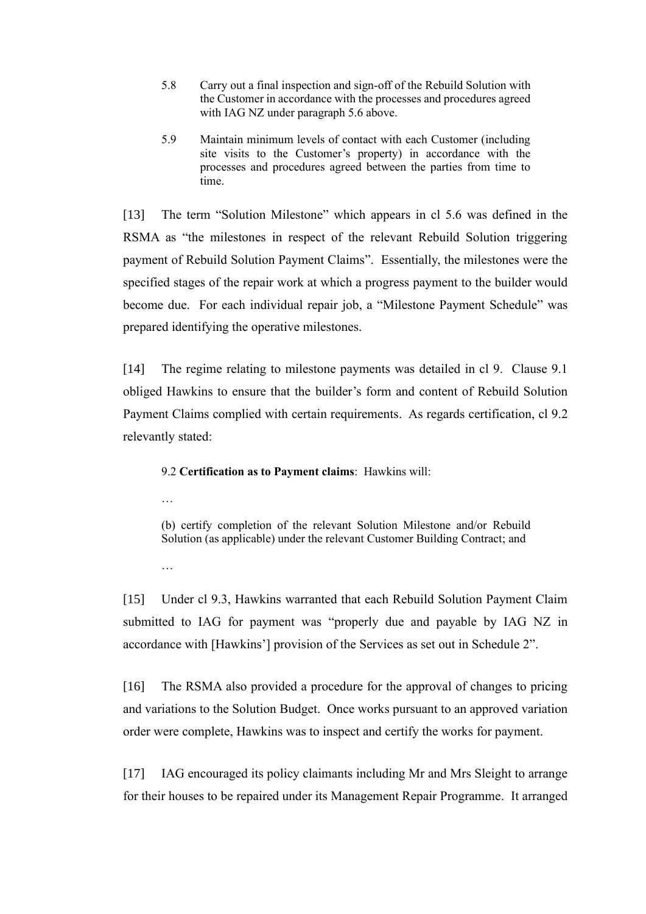5.8 Carry out a final inspection and sign-off of the Rebuild Solution with the Customer in accordance with the processes and procedures agreed with IAG NZ under paragraph 5.6 above.

5.9 Maintain minimum levels of contact with each Customer (including site visits to the Customer's property) in accordance with the processes and procedures agreed between the parties from time to time.

[13] The term "Solution Milestone" which appears in cl 5.6 was defined in the RSMA as "the milestones in respect of the relevant Rebuild Solution triggering payment of Rebuild Solution Payment Claims". Essentially, the milestones were the specified stages of the repair work at which a progress payment to the builder would become due. For each individual repair job, a "Milestone Payment Schedule" was prepared identifying the operative milestones.

[14] The regime relating to milestone payments was detailed in cl 9. Clause 9.1 obliged Hawkins to ensure that the builder's form and content of Rebuild Solution Payment Claims complied with certain requirements. As regards certification, cl 9.2 relevantly stated:

> 9.2 **Certification as to Payment claims**: Hawkins will:
>
> …
>
> (b) certify completion of the relevant Solution Milestone and/or Rebuild Solution (as applicable) under the relevant Customer Building Contract; and
>
> …

[15] Under cl 9.3, Hawkins warranted that each Rebuild Solution Payment Claim submitted to IAG for payment was "properly due and payable by IAG NZ in accordance with [Hawkins'] provision of the Services as set out in Schedule 2".

[16] The RSMA also provided a procedure for the approval of changes to pricing and variations to the Solution Budget. Once works pursuant to an approved variation order were complete, Hawkins was to inspect and certify the works for payment.

[17] IAG encouraged its policy claimants including Mr and Mrs Sleight to arrange for their houses to be repaired under its Management Repair Programme. It arranged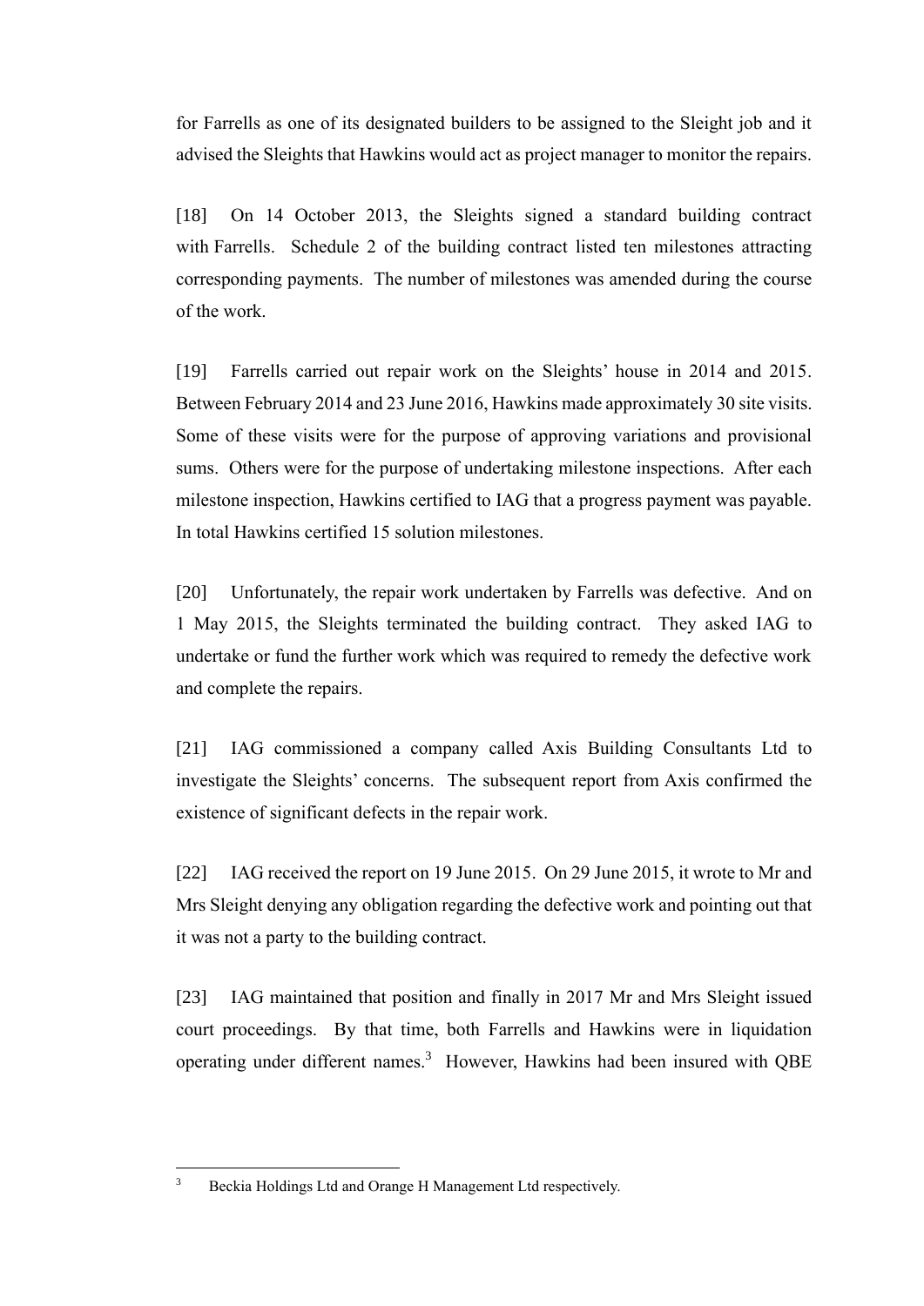for Farrells as one of its designated builders to be assigned to the Sleight job and it advised the Sleights that Hawkins would act as project manager to monitor the repairs.

[18] On 14 October 2013, the Sleights signed a standard building contract with Farrells. Schedule 2 of the building contract listed ten milestones attracting corresponding payments. The number of milestones was amended during the course of the work.

[19] Farrells carried out repair work on the Sleights' house in 2014 and 2015. Between February 2014 and 23 June 2016, Hawkins made approximately 30 site visits. Some of these visits were for the purpose of approving variations and provisional sums. Others were for the purpose of undertaking milestone inspections. After each milestone inspection, Hawkins certified to IAG that a progress payment was payable. In total Hawkins certified 15 solution milestones.

[20] Unfortunately, the repair work undertaken by Farrells was defective. And on 1 May 2015, the Sleights terminated the building contract. They asked IAG to undertake or fund the further work which was required to remedy the defective work and complete the repairs.

[21] IAG commissioned a company called Axis Building Consultants Ltd to investigate the Sleights' concerns. The subsequent report from Axis confirmed the existence of significant defects in the repair work.

[22] IAG received the report on 19 June 2015. On 29 June 2015, it wrote to Mr and Mrs Sleight denying any obligation regarding the defective work and pointing out that it was not a party to the building contract.

[23] IAG maintained that position and finally in 2017 Mr and Mrs Sleight issued court proceedings. By that time, both Farrells and Hawkins were in liquidation operating under different names.[3] However, Hawkins had been insured with QBE

---

[3] Beckia Holdings Ltd and Orange H Management Ltd respectively.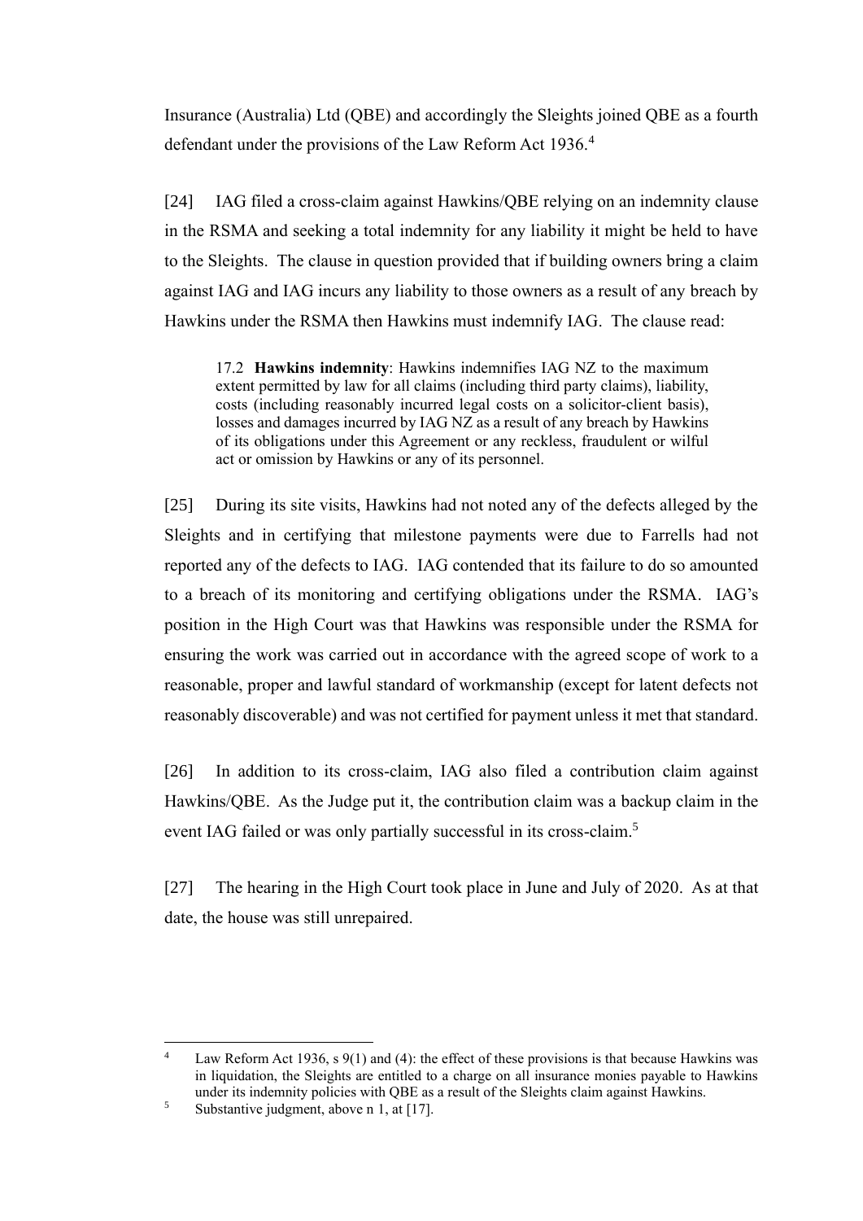Insurance (Australia) Ltd (QBE) and accordingly the Sleights joined QBE as a fourth defendant under the provisions of the Law Reform Act 1936.[4]

[24] IAG filed a cross-claim against Hawkins/QBE relying on an indemnity clause in the RSMA and seeking a total indemnity for any liability it might be held to have to the Sleights. The clause in question provided that if building owners bring a claim against IAG and IAG incurs any liability to those owners as a result of any breach by Hawkins under the RSMA then Hawkins must indemnify IAG. The clause read:

> 17.2 **Hawkins indemnity**: Hawkins indemnifies IAG NZ to the maximum extent permitted by law for all claims (including third party claims), liability, costs (including reasonably incurred legal costs on a solicitor-client basis), losses and damages incurred by IAG NZ as a result of any breach by Hawkins of its obligations under this Agreement or any reckless, fraudulent or wilful act or omission by Hawkins or any of its personnel.

[25] During its site visits, Hawkins had not noted any of the defects alleged by the Sleights and in certifying that milestone payments were due to Farrells had not reported any of the defects to IAG. IAG contended that its failure to do so amounted to a breach of its monitoring and certifying obligations under the RSMA. IAG's position in the High Court was that Hawkins was responsible under the RSMA for ensuring the work was carried out in accordance with the agreed scope of work to a reasonable, proper and lawful standard of workmanship (except for latent defects not reasonably discoverable) and was not certified for payment unless it met that standard.

[26] In addition to its cross-claim, IAG also filed a contribution claim against Hawkins/QBE. As the Judge put it, the contribution claim was a backup claim in the event IAG failed or was only partially successful in its cross-claim.[5]

[27] The hearing in the High Court took place in June and July of 2020. As at that date, the house was still unrepaired.

---

[4] Law Reform Act 1936, s 9(1) and (4): the effect of these provisions is that because Hawkins was in liquidation, the Sleights are entitled to a charge on all insurance monies payable to Hawkins under its indemnity policies with QBE as a result of the Sleights claim against Hawkins.

[5] Substantive judgment, above n 1, at [17].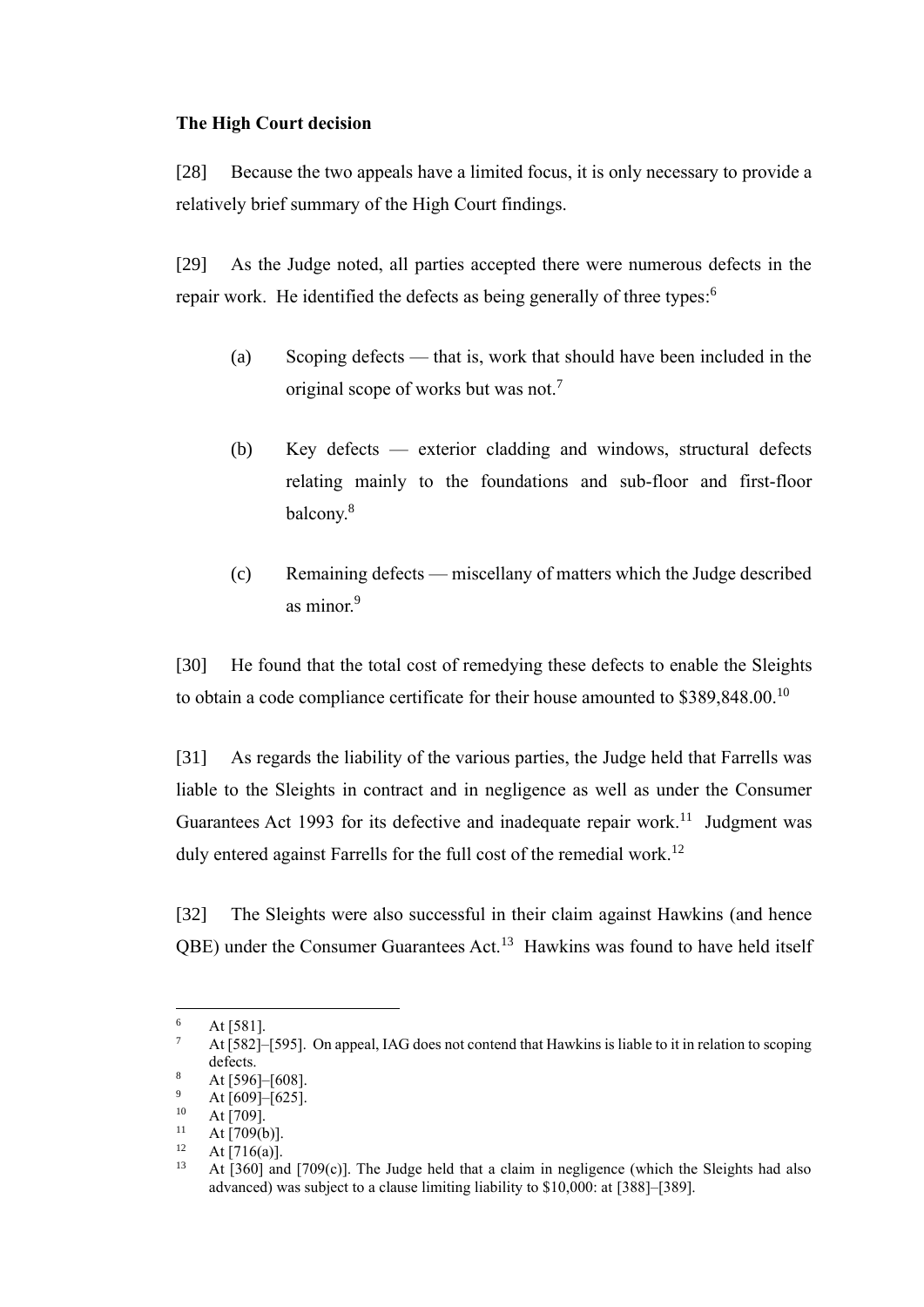**The High Court decision**

[28] Because the two appeals have a limited focus, it is only necessary to provide a relatively brief summary of the High Court findings.

[29] As the Judge noted, all parties accepted there were numerous defects in the repair work. He identified the defects as being generally of three types:[6]

(a) Scoping defects — that is, work that should have been included in the original scope of works but was not.[7]

(b) Key defects — exterior cladding and windows, structural defects relating mainly to the foundations and sub-floor and first-floor balcony.[8]

(c) Remaining defects — miscellany of matters which the Judge described as minor.[9]

[30] He found that the total cost of remedying these defects to enable the Sleights to obtain a code compliance certificate for their house amounted to $389,848.00.[10]

[31] As regards the liability of the various parties, the Judge held that Farrells was liable to the Sleights in contract and in negligence as well as under the Consumer Guarantees Act 1993 for its defective and inadequate repair work.[11] Judgment was duly entered against Farrells for the full cost of the remedial work.[12]

[32] The Sleights were also successful in their claim against Hawkins (and hence QBE) under the Consumer Guarantees Act.[13] Hawkins was found to have held itself

---

[6] At [581].

[7] At [582]–[595]. On appeal, IAG does not contend that Hawkins is liable to it in relation to scoping defects.

[8] At [596]–[608].

[9] At [609]–[625].

[10] At [709].

[11] At [709(b)].

[12] At [716(a)].

[13] At [360] and [709(c)]. The Judge held that a claim in negligence (which the Sleights had also advanced) was subject to a clause limiting liability to $10,000: at [388]–[389].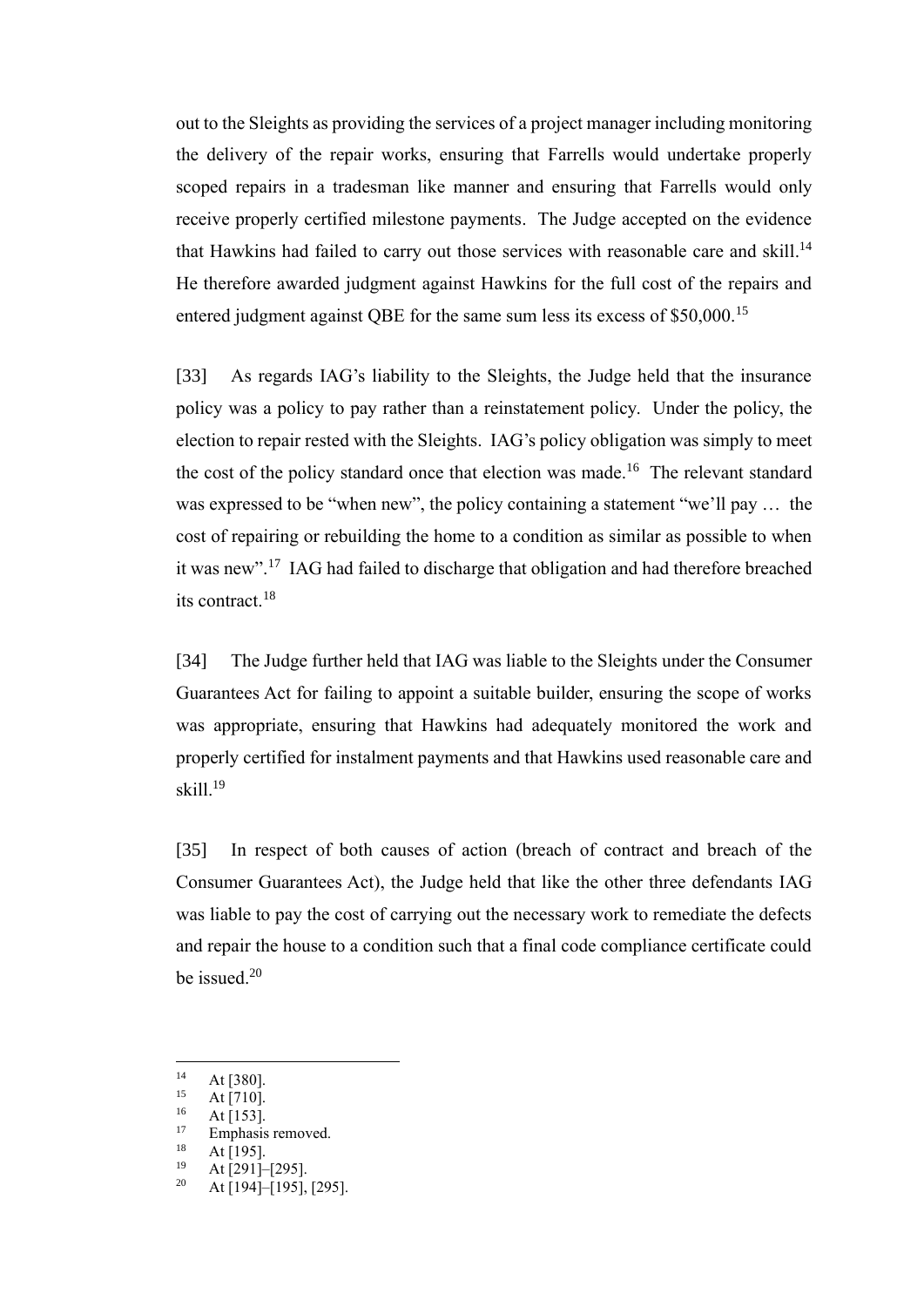out to the Sleights as providing the services of a project manager including monitoring the delivery of the repair works, ensuring that Farrells would undertake properly scoped repairs in a tradesman like manner and ensuring that Farrells would only receive properly certified milestone payments. The Judge accepted on the evidence that Hawkins had failed to carry out those services with reasonable care and skill.[14] He therefore awarded judgment against Hawkins for the full cost of the repairs and entered judgment against QBE for the same sum less its excess of $50,000.[15]

[33] As regards IAG's liability to the Sleights, the Judge held that the insurance policy was a policy to pay rather than a reinstatement policy. Under the policy, the election to repair rested with the Sleights. IAG's policy obligation was simply to meet the cost of the policy standard once that election was made.[16] The relevant standard was expressed to be "when new", the policy containing a statement "we'll pay … the cost of repairing or rebuilding the home to a condition as similar as possible to when it was new".[17] IAG had failed to discharge that obligation and had therefore breached its contract.[18]

[34] The Judge further held that IAG was liable to the Sleights under the Consumer Guarantees Act for failing to appoint a suitable builder, ensuring the scope of works was appropriate, ensuring that Hawkins had adequately monitored the work and properly certified for instalment payments and that Hawkins used reasonable care and skill.[19]

[35] In respect of both causes of action (breach of contract and breach of the Consumer Guarantees Act), the Judge held that like the other three defendants IAG was liable to pay the cost of carrying out the necessary work to remediate the defects and repair the house to a condition such that a final code compliance certificate could be issued.[20]

---

[14] At [380].

[15] At [710].

[16] At [153].

[17] Emphasis removed.

[18] At [195].

[19] At [291]–[295].

[20] At [194]–[195], [295].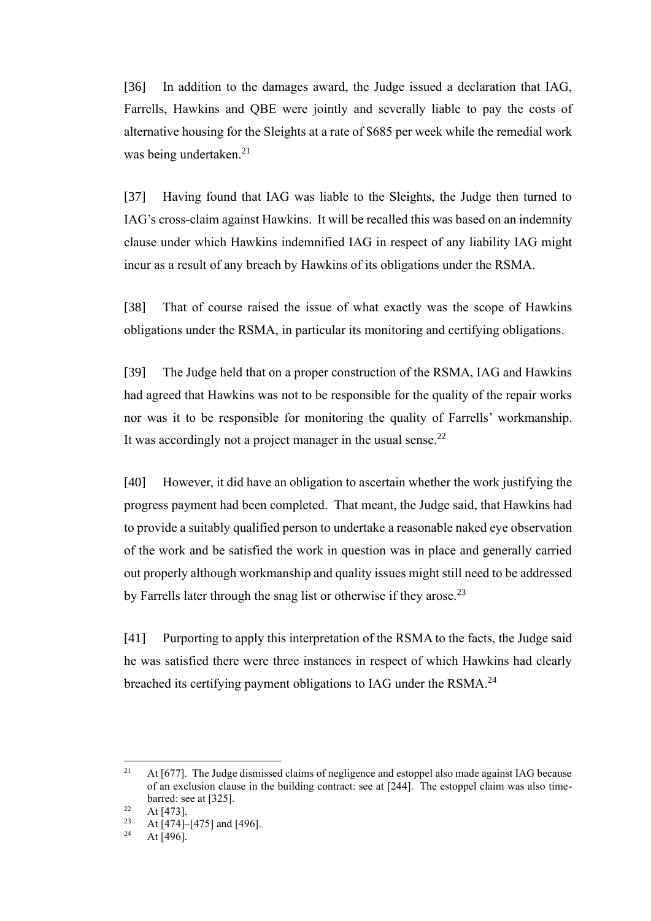[36] In addition to the damages award, the Judge issued a declaration that IAG, Farrells, Hawkins and QBE were jointly and severally liable to pay the costs of alternative housing for the Sleights at a rate of $685 per week while the remedial work was being undertaken.[21]

[37] Having found that IAG was liable to the Sleights, the Judge then turned to IAG's cross-claim against Hawkins. It will be recalled this was based on an indemnity clause under which Hawkins indemnified IAG in respect of any liability IAG might incur as a result of any breach by Hawkins of its obligations under the RSMA.

[38] That of course raised the issue of what exactly was the scope of Hawkins obligations under the RSMA, in particular its monitoring and certifying obligations.

[39] The Judge held that on a proper construction of the RSMA, IAG and Hawkins had agreed that Hawkins was not to be responsible for the quality of the repair works nor was it to be responsible for monitoring the quality of Farrells' workmanship. It was accordingly not a project manager in the usual sense.[22]

[40] However, it did have an obligation to ascertain whether the work justifying the progress payment had been completed. That meant, the Judge said, that Hawkins had to provide a suitably qualified person to undertake a reasonable naked eye observation of the work and be satisfied the work in question was in place and generally carried out properly although workmanship and quality issues might still need to be addressed by Farrells later through the snag list or otherwise if they arose.[23]

[41] Purporting to apply this interpretation of the RSMA to the facts, the Judge said he was satisfied there were three instances in respect of which Hawkins had clearly breached its certifying payment obligations to IAG under the RSMA.[24]

---

[21] At [677]. The Judge dismissed claims of negligence and estoppel also made against IAG because of an exclusion clause in the building contract: see at [244]. The estoppel claim was also time-barred: see at [325].

[22] At [473].

[23] At [474]–[475] and [496].

[24] At [496].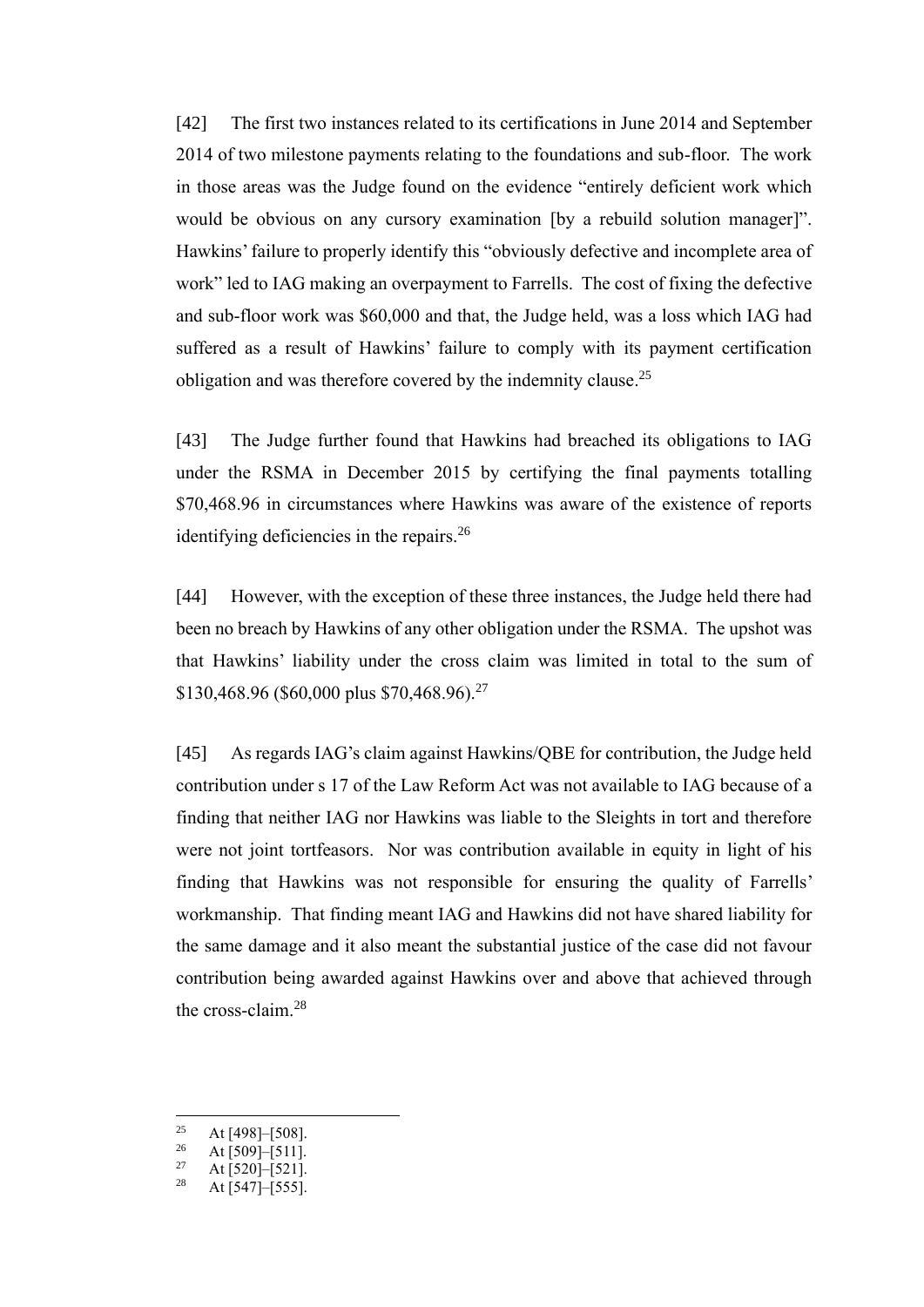[42] The first two instances related to its certifications in June 2014 and September 2014 of two milestone payments relating to the foundations and sub-floor. The work in those areas was the Judge found on the evidence "entirely deficient work which would be obvious on any cursory examination [by a rebuild solution manager]". Hawkins' failure to properly identify this "obviously defective and incomplete area of work" led to IAG making an overpayment to Farrells. The cost of fixing the defective and sub-floor work was $60,000 and that, the Judge held, was a loss which IAG had suffered as a result of Hawkins' failure to comply with its payment certification obligation and was therefore covered by the indemnity clause.[25]

[43] The Judge further found that Hawkins had breached its obligations to IAG under the RSMA in December 2015 by certifying the final payments totalling $70,468.96 in circumstances where Hawkins was aware of the existence of reports identifying deficiencies in the repairs.[26]

[44] However, with the exception of these three instances, the Judge held there had been no breach by Hawkins of any other obligation under the RSMA. The upshot was that Hawkins' liability under the cross claim was limited in total to the sum of $130,468.96 ($60,000 plus $70,468.96).[27]

[45] As regards IAG's claim against Hawkins/QBE for contribution, the Judge held contribution under s 17 of the Law Reform Act was not available to IAG because of a finding that neither IAG nor Hawkins was liable to the Sleights in tort and therefore were not joint tortfeasors. Nor was contribution available in equity in light of his finding that Hawkins was not responsible for ensuring the quality of Farrells' workmanship. That finding meant IAG and Hawkins did not have shared liability for the same damage and it also meant the substantial justice of the case did not favour contribution being awarded against Hawkins over and above that achieved through the cross-claim.[28]

---

[25] At [498]–[508].

[26] At [509]–[511].

[27] At [520]–[521].

[28] At [547]–[555].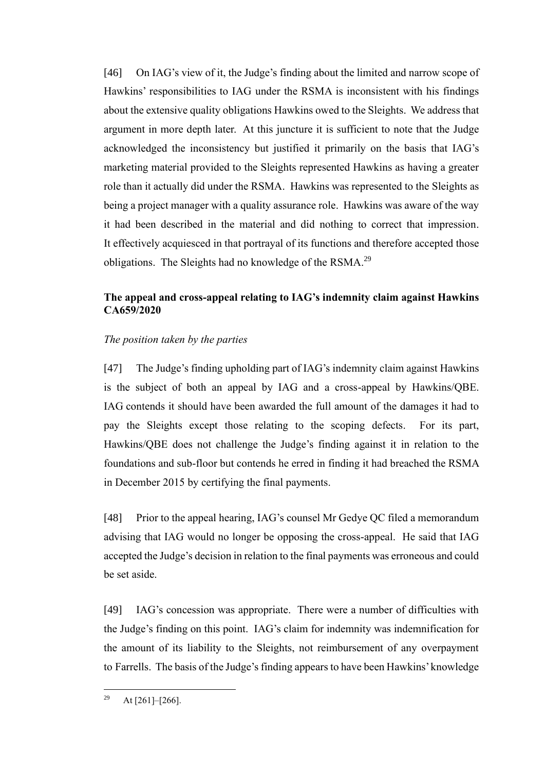[46] On IAG's view of it, the Judge's finding about the limited and narrow scope of Hawkins' responsibilities to IAG under the RSMA is inconsistent with his findings about the extensive quality obligations Hawkins owed to the Sleights. We address that argument in more depth later. At this juncture it is sufficient to note that the Judge acknowledged the inconsistency but justified it primarily on the basis that IAG's marketing material provided to the Sleights represented Hawkins as having a greater role than it actually did under the RSMA. Hawkins was represented to the Sleights as being a project manager with a quality assurance role. Hawkins was aware of the way it had been described in the material and did nothing to correct that impression. It effectively acquiesced in that portrayal of its functions and therefore accepted those obligations. The Sleights had no knowledge of the RSMA.[29]

### The appeal and cross-appeal relating to IAG's indemnity claim against Hawkins CA659/2020

*The position taken by the parties*

[47] The Judge's finding upholding part of IAG's indemnity claim against Hawkins is the subject of both an appeal by IAG and a cross-appeal by Hawkins/QBE. IAG contends it should have been awarded the full amount of the damages it had to pay the Sleights except those relating to the scoping defects. For its part, Hawkins/QBE does not challenge the Judge's finding against it in relation to the foundations and sub-floor but contends he erred in finding it had breached the RSMA in December 2015 by certifying the final payments.

[48] Prior to the appeal hearing, IAG's counsel Mr Gedye QC filed a memorandum advising that IAG would no longer be opposing the cross-appeal. He said that IAG accepted the Judge's decision in relation to the final payments was erroneous and could be set aside.

[49] IAG's concession was appropriate. There were a number of difficulties with the Judge's finding on this point. IAG's claim for indemnity was indemnification for the amount of its liability to the Sleights, not reimbursement of any overpayment to Farrells. The basis of the Judge's finding appears to have been Hawkins' knowledge

[29] At [261]–[266].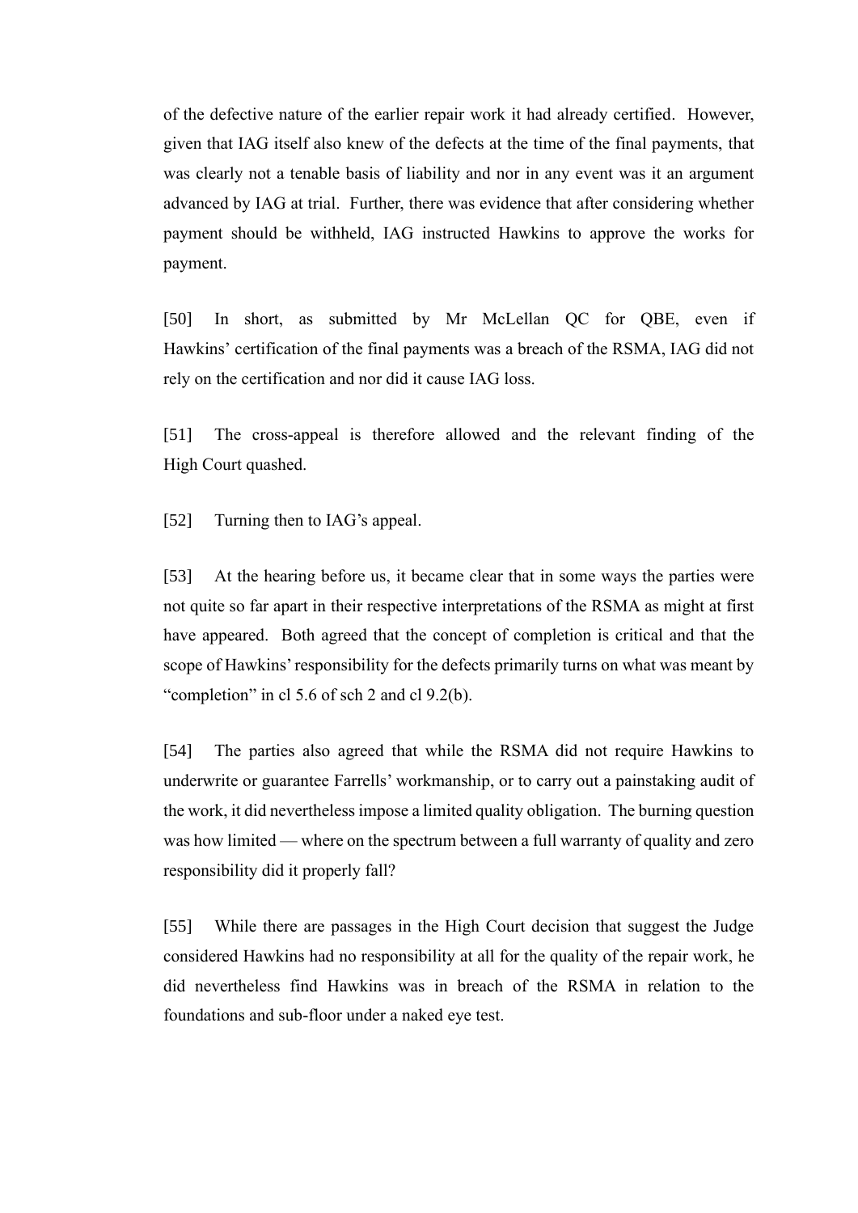of the defective nature of the earlier repair work it had already certified. However, given that IAG itself also knew of the defects at the time of the final payments, that was clearly not a tenable basis of liability and nor in any event was it an argument advanced by IAG at trial. Further, there was evidence that after considering whether payment should be withheld, IAG instructed Hawkins to approve the works for payment.

[50] In short, as submitted by Mr McLellan QC for QBE, even if Hawkins' certification of the final payments was a breach of the RSMA, IAG did not rely on the certification and nor did it cause IAG loss.

[51] The cross-appeal is therefore allowed and the relevant finding of the High Court quashed.

[52] Turning then to IAG's appeal.

[53] At the hearing before us, it became clear that in some ways the parties were not quite so far apart in their respective interpretations of the RSMA as might at first have appeared. Both agreed that the concept of completion is critical and that the scope of Hawkins' responsibility for the defects primarily turns on what was meant by "completion" in cl 5.6 of sch 2 and cl 9.2(b).

[54] The parties also agreed that while the RSMA did not require Hawkins to underwrite or guarantee Farrells' workmanship, or to carry out a painstaking audit of the work, it did nevertheless impose a limited quality obligation. The burning question was how limited — where on the spectrum between a full warranty of quality and zero responsibility did it properly fall?

[55] While there are passages in the High Court decision that suggest the Judge considered Hawkins had no responsibility at all for the quality of the repair work, he did nevertheless find Hawkins was in breach of the RSMA in relation to the foundations and sub-floor under a naked eye test.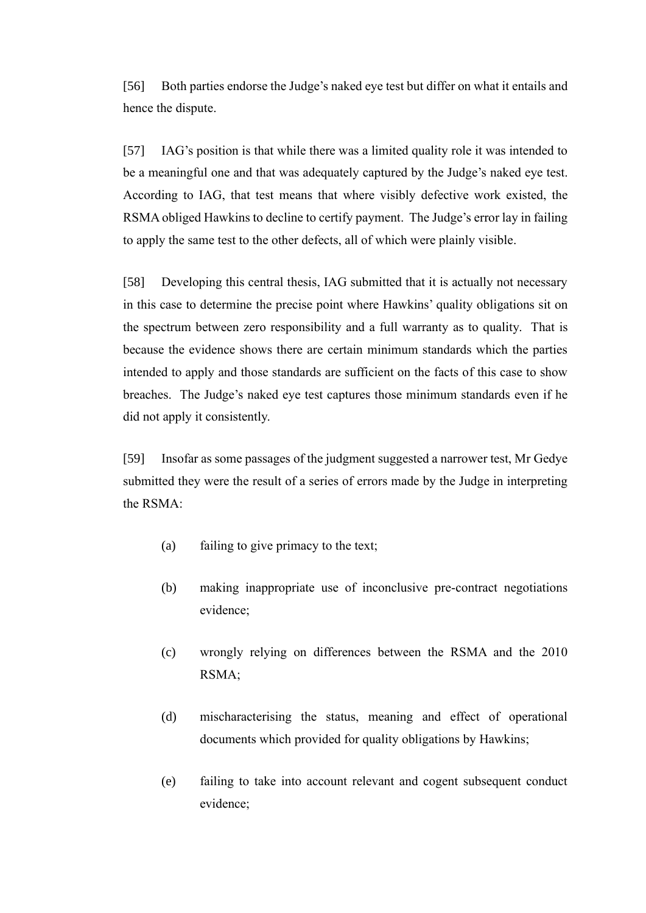[56] Both parties endorse the Judge's naked eye test but differ on what it entails and hence the dispute.

[57] IAG's position is that while there was a limited quality role it was intended to be a meaningful one and that was adequately captured by the Judge's naked eye test. According to IAG, that test means that where visibly defective work existed, the RSMA obliged Hawkins to decline to certify payment. The Judge's error lay in failing to apply the same test to the other defects, all of which were plainly visible.

[58] Developing this central thesis, IAG submitted that it is actually not necessary in this case to determine the precise point where Hawkins' quality obligations sit on the spectrum between zero responsibility and a full warranty as to quality. That is because the evidence shows there are certain minimum standards which the parties intended to apply and those standards are sufficient on the facts of this case to show breaches. The Judge's naked eye test captures those minimum standards even if he did not apply it consistently.

[59] Insofar as some passages of the judgment suggested a narrower test, Mr Gedye submitted they were the result of a series of errors made by the Judge in interpreting the RSMA:

(a) failing to give primacy to the text;

(b) making inappropriate use of inconclusive pre-contract negotiations evidence;

(c) wrongly relying on differences between the RSMA and the 2010 RSMA;

(d) mischaracterising the status, meaning and effect of operational documents which provided for quality obligations by Hawkins;

(e) failing to take into account relevant and cogent subsequent conduct evidence;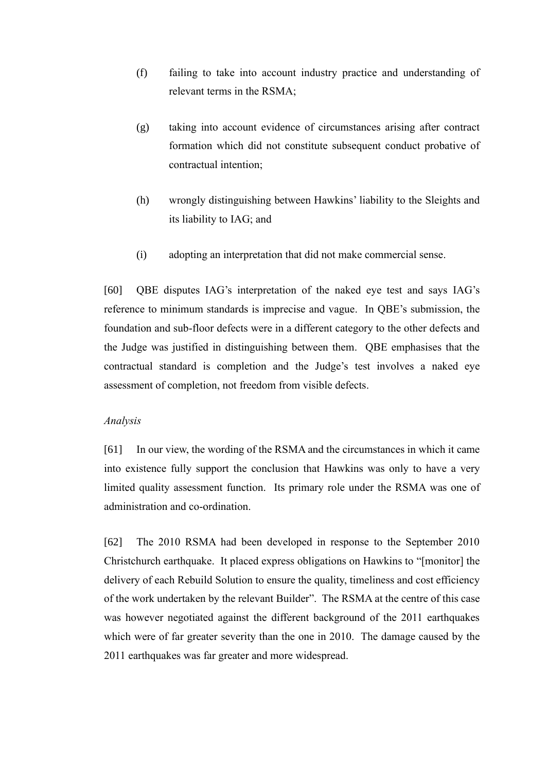(f) failing to take into account industry practice and understanding of relevant terms in the RSMA;

(g) taking into account evidence of circumstances arising after contract formation which did not constitute subsequent conduct probative of contractual intention;

(h) wrongly distinguishing between Hawkins' liability to the Sleights and its liability to IAG; and

(i) adopting an interpretation that did not make commercial sense.

[60] QBE disputes IAG's interpretation of the naked eye test and says IAG's reference to minimum standards is imprecise and vague. In QBE's submission, the foundation and sub-floor defects were in a different category to the other defects and the Judge was justified in distinguishing between them. QBE emphasises that the contractual standard is completion and the Judge's test involves a naked eye assessment of completion, not freedom from visible defects.

*Analysis*

[61] In our view, the wording of the RSMA and the circumstances in which it came into existence fully support the conclusion that Hawkins was only to have a very limited quality assessment function. Its primary role under the RSMA was one of administration and co-ordination.

[62] The 2010 RSMA had been developed in response to the September 2010 Christchurch earthquake. It placed express obligations on Hawkins to "[monitor] the delivery of each Rebuild Solution to ensure the quality, timeliness and cost efficiency of the work undertaken by the relevant Builder". The RSMA at the centre of this case was however negotiated against the different background of the 2011 earthquakes which were of far greater severity than the one in 2010. The damage caused by the 2011 earthquakes was far greater and more widespread.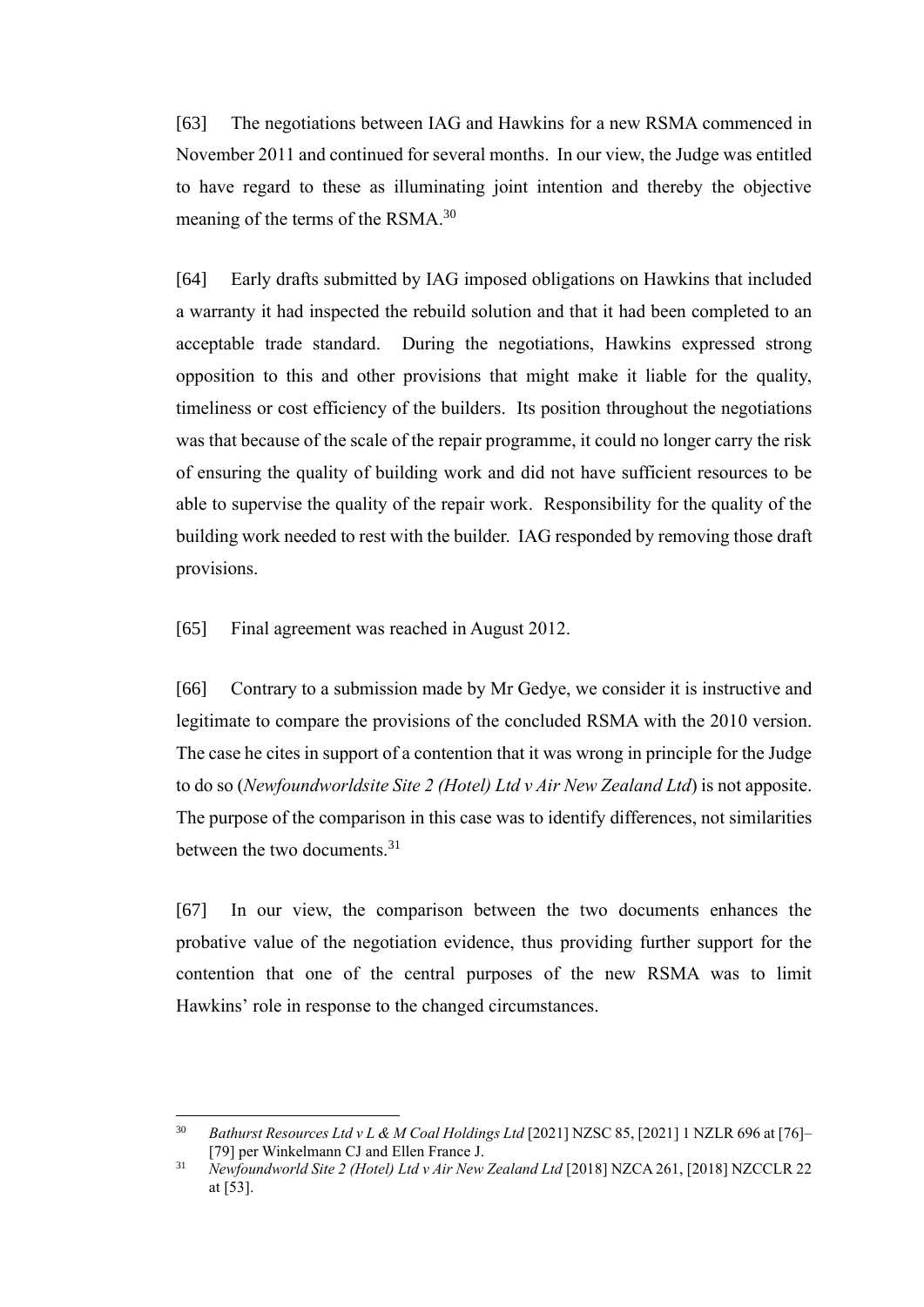[63] The negotiations between IAG and Hawkins for a new RSMA commenced in November 2011 and continued for several months. In our view, the Judge was entitled to have regard to these as illuminating joint intention and thereby the objective meaning of the terms of the RSMA.[30]

[64] Early drafts submitted by IAG imposed obligations on Hawkins that included a warranty it had inspected the rebuild solution and that it had been completed to an acceptable trade standard. During the negotiations, Hawkins expressed strong opposition to this and other provisions that might make it liable for the quality, timeliness or cost efficiency of the builders. Its position throughout the negotiations was that because of the scale of the repair programme, it could no longer carry the risk of ensuring the quality of building work and did not have sufficient resources to be able to supervise the quality of the repair work. Responsibility for the quality of the building work needed to rest with the builder. IAG responded by removing those draft provisions.

[65] Final agreement was reached in August 2012.

[66] Contrary to a submission made by Mr Gedye, we consider it is instructive and legitimate to compare the provisions of the concluded RSMA with the 2010 version. The case he cites in support of a contention that it was wrong in principle for the Judge to do so (*Newfoundworldsite Site 2 (Hotel) Ltd v Air New Zealand Ltd*) is not apposite. The purpose of the comparison in this case was to identify differences, not similarities between the two documents.[31]

[67] In our view, the comparison between the two documents enhances the probative value of the negotiation evidence, thus providing further support for the contention that one of the central purposes of the new RSMA was to limit Hawkins' role in response to the changed circumstances.

---

[30] *Bathurst Resources Ltd v L & M Coal Holdings Ltd* [2021] NZSC 85, [2021] 1 NZLR 696 at [76]–[79] per Winkelmann CJ and Ellen France J.

[31] *Newfoundworld Site 2 (Hotel) Ltd v Air New Zealand Ltd* [2018] NZCA 261, [2018] NZCCLR 22 at [53].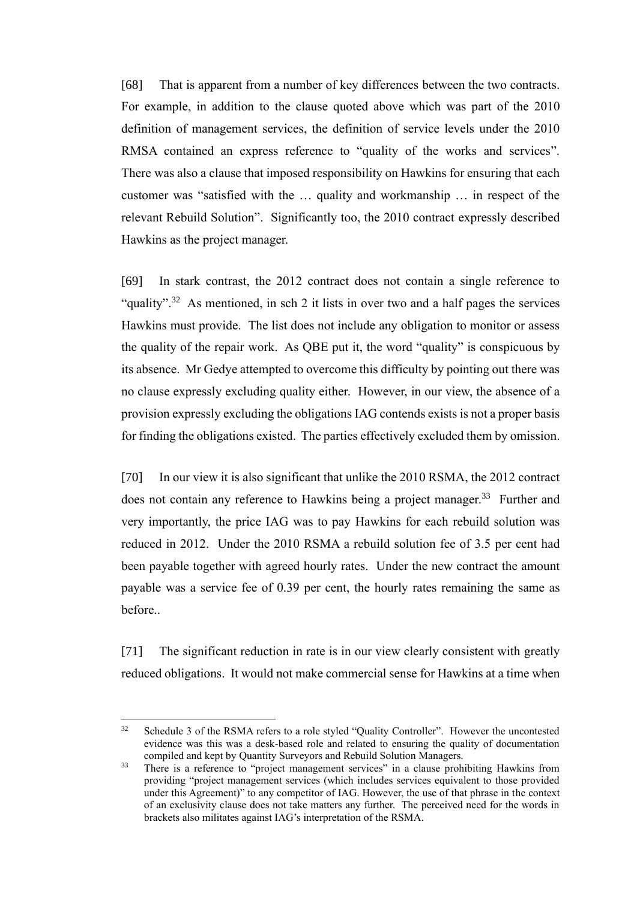[68] That is apparent from a number of key differences between the two contracts. For example, in addition to the clause quoted above which was part of the 2010 definition of management services, the definition of service levels under the 2010 RMSA contained an express reference to "quality of the works and services". There was also a clause that imposed responsibility on Hawkins for ensuring that each customer was "satisfied with the … quality and workmanship … in respect of the relevant Rebuild Solution". Significantly too, the 2010 contract expressly described Hawkins as the project manager.

[69] In stark contrast, the 2012 contract does not contain a single reference to "quality".[32] As mentioned, in sch 2 it lists in over two and a half pages the services Hawkins must provide. The list does not include any obligation to monitor or assess the quality of the repair work. As QBE put it, the word "quality" is conspicuous by its absence. Mr Gedye attempted to overcome this difficulty by pointing out there was no clause expressly excluding quality either. However, in our view, the absence of a provision expressly excluding the obligations IAG contends exists is not a proper basis for finding the obligations existed. The parties effectively excluded them by omission.

[70] In our view it is also significant that unlike the 2010 RSMA, the 2012 contract does not contain any reference to Hawkins being a project manager.[33] Further and very importantly, the price IAG was to pay Hawkins for each rebuild solution was reduced in 2012. Under the 2010 RSMA a rebuild solution fee of 3.5 per cent had been payable together with agreed hourly rates. Under the new contract the amount payable was a service fee of 0.39 per cent, the hourly rates remaining the same as before..

[71] The significant reduction in rate is in our view clearly consistent with greatly reduced obligations. It would not make commercial sense for Hawkins at a time when

---

[32] Schedule 3 of the RSMA refers to a role styled "Quality Controller". However the uncontested evidence was this was a desk-based role and related to ensuring the quality of documentation compiled and kept by Quantity Surveyors and Rebuild Solution Managers.

[33] There is a reference to "project management services" in a clause prohibiting Hawkins from providing "project management services (which includes services equivalent to those provided under this Agreement)" to any competitor of IAG. However, the use of that phrase in the context of an exclusivity clause does not take matters any further. The perceived need for the words in brackets also militates against IAG's interpretation of the RSMA.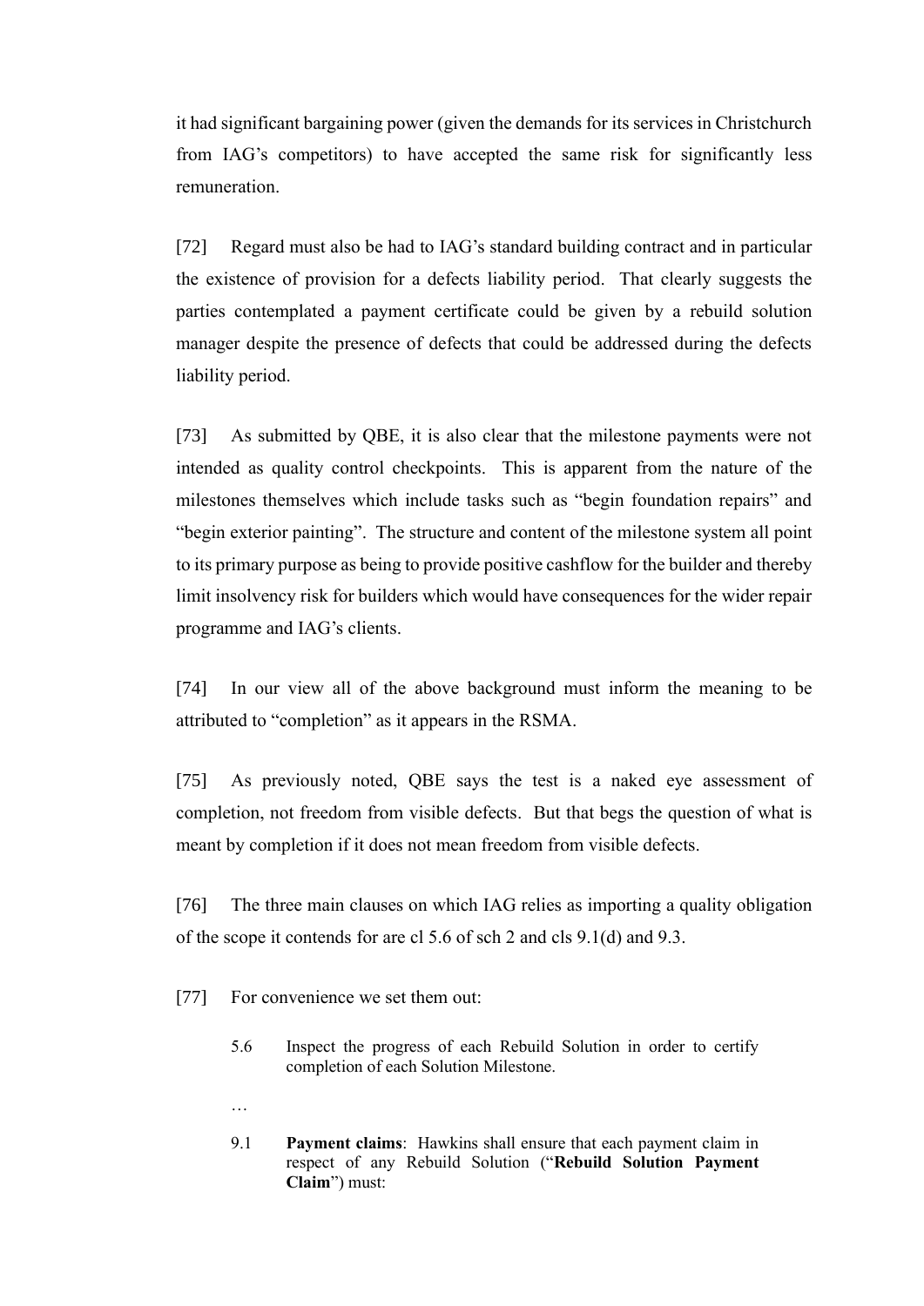it had significant bargaining power (given the demands for its services in Christchurch from IAG's competitors) to have accepted the same risk for significantly less remuneration.

[72] Regard must also be had to IAG's standard building contract and in particular the existence of provision for a defects liability period. That clearly suggests the parties contemplated a payment certificate could be given by a rebuild solution manager despite the presence of defects that could be addressed during the defects liability period.

[73] As submitted by QBE, it is also clear that the milestone payments were not intended as quality control checkpoints. This is apparent from the nature of the milestones themselves which include tasks such as "begin foundation repairs" and "begin exterior painting". The structure and content of the milestone system all point to its primary purpose as being to provide positive cashflow for the builder and thereby limit insolvency risk for builders which would have consequences for the wider repair programme and IAG's clients.

[74] In our view all of the above background must inform the meaning to be attributed to "completion" as it appears in the RSMA.

[75] As previously noted, QBE says the test is a naked eye assessment of completion, not freedom from visible defects. But that begs the question of what is meant by completion if it does not mean freedom from visible defects.

[76] The three main clauses on which IAG relies as importing a quality obligation of the scope it contends for are cl 5.6 of sch 2 and cls 9.1(d) and 9.3.

[77] For convenience we set them out:

> 5.6 Inspect the progress of each Rebuild Solution in order to certify completion of each Solution Milestone.
>
> …
>
> 9.1 **Payment claims**: Hawkins shall ensure that each payment claim in respect of any Rebuild Solution ("**Rebuild Solution Payment Claim**") must: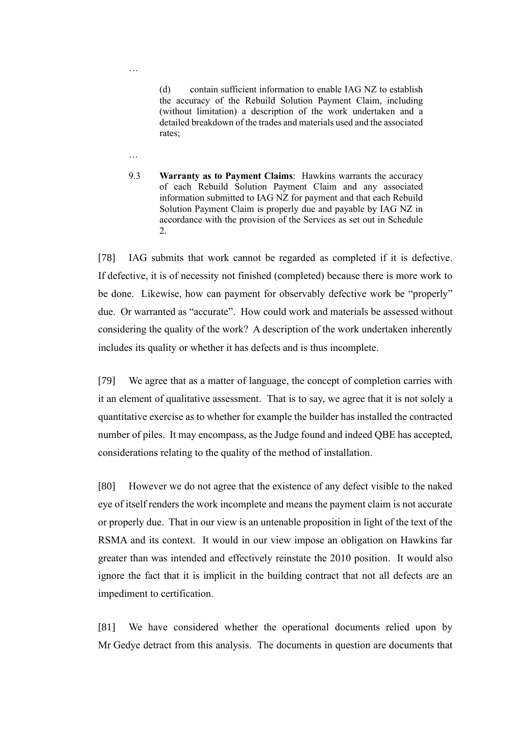…

> (d) contain sufficient information to enable IAG NZ to establish the accuracy of the Rebuild Solution Payment Claim, including (without limitation) a description of the work undertaken and a detailed breakdown of the trades and materials used and the associated rates;

…

> 9.3 **Warranty as to Payment Claims**: Hawkins warrants the accuracy of each Rebuild Solution Payment Claim and any associated information submitted to IAG NZ for payment and that each Rebuild Solution Payment Claim is properly due and payable by IAG NZ in accordance with the provision of the Services as set out in Schedule 2.

[78] IAG submits that work cannot be regarded as completed if it is defective. If defective, it is of necessity not finished (completed) because there is more work to be done. Likewise, how can payment for observably defective work be "properly" due. Or warranted as "accurate". How could work and materials be assessed without considering the quality of the work? A description of the work undertaken inherently includes its quality or whether it has defects and is thus incomplete.

[79] We agree that as a matter of language, the concept of completion carries with it an element of qualitative assessment. That is to say, we agree that it is not solely a quantitative exercise as to whether for example the builder has installed the contracted number of piles. It may encompass, as the Judge found and indeed QBE has accepted, considerations relating to the quality of the method of installation.

[80] However we do not agree that the existence of any defect visible to the naked eye of itself renders the work incomplete and means the payment claim is not accurate or properly due. That in our view is an untenable proposition in light of the text of the RSMA and its context. It would in our view impose an obligation on Hawkins far greater than was intended and effectively reinstate the 2010 position. It would also ignore the fact that it is implicit in the building contract that not all defects are an impediment to certification.

[81] We have considered whether the operational documents relied upon by Mr Gedye detract from this analysis. The documents in question are documents that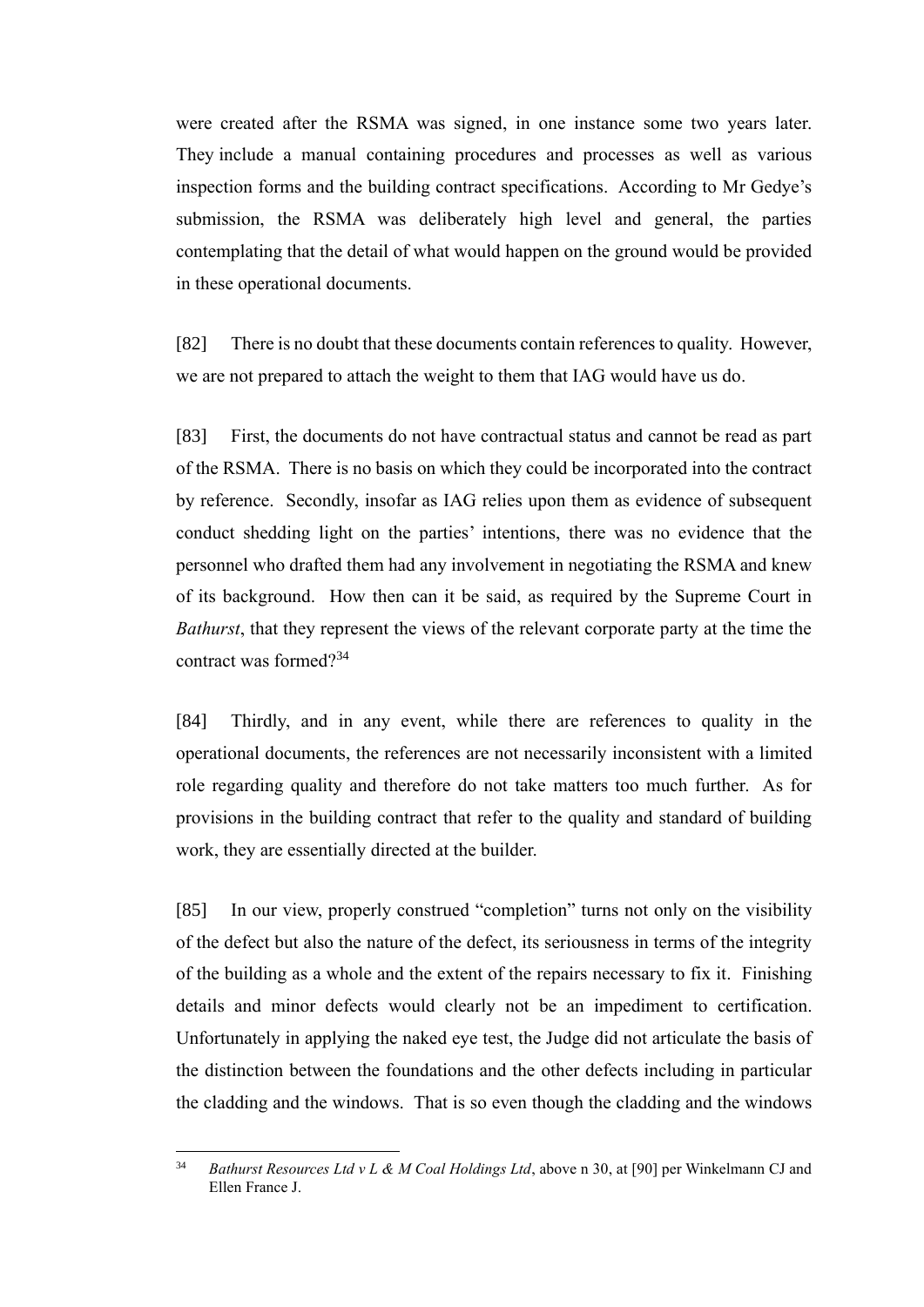were created after the RSMA was signed, in one instance some two years later. They include a manual containing procedures and processes as well as various inspection forms and the building contract specifications. According to Mr Gedye's submission, the RSMA was deliberately high level and general, the parties contemplating that the detail of what would happen on the ground would be provided in these operational documents.

[82] There is no doubt that these documents contain references to quality. However, we are not prepared to attach the weight to them that IAG would have us do.

[83] First, the documents do not have contractual status and cannot be read as part of the RSMA. There is no basis on which they could be incorporated into the contract by reference. Secondly, insofar as IAG relies upon them as evidence of subsequent conduct shedding light on the parties' intentions, there was no evidence that the personnel who drafted them had any involvement in negotiating the RSMA and knew of its background. How then can it be said, as required by the Supreme Court in *Bathurst*, that they represent the views of the relevant corporate party at the time the contract was formed?[34]

[84] Thirdly, and in any event, while there are references to quality in the operational documents, the references are not necessarily inconsistent with a limited role regarding quality and therefore do not take matters too much further. As for provisions in the building contract that refer to the quality and standard of building work, they are essentially directed at the builder.

[85] In our view, properly construed "completion" turns not only on the visibility of the defect but also the nature of the defect, its seriousness in terms of the integrity of the building as a whole and the extent of the repairs necessary to fix it. Finishing details and minor defects would clearly not be an impediment to certification. Unfortunately in applying the naked eye test, the Judge did not articulate the basis of the distinction between the foundations and the other defects including in particular the cladding and the windows. That is so even though the cladding and the windows

---

[34] *Bathurst Resources Ltd v L & M Coal Holdings Ltd*, above n 30, at [90] per Winkelmann CJ and Ellen France J.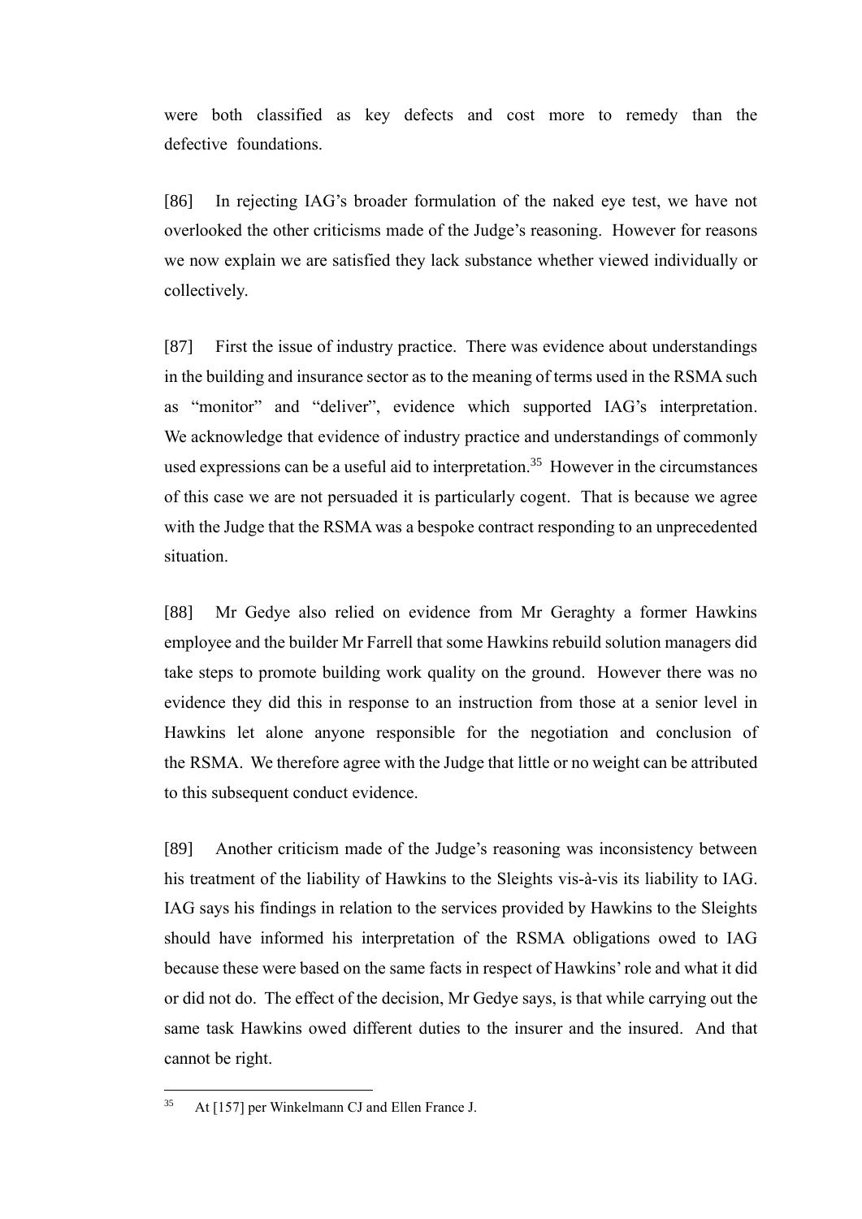were both classified as key defects and cost more to remedy than the defective foundations.

[86] In rejecting IAG's broader formulation of the naked eye test, we have not overlooked the other criticisms made of the Judge's reasoning. However for reasons we now explain we are satisfied they lack substance whether viewed individually or collectively.

[87] First the issue of industry practice. There was evidence about understandings in the building and insurance sector as to the meaning of terms used in the RSMA such as "monitor" and "deliver", evidence which supported IAG's interpretation. We acknowledge that evidence of industry practice and understandings of commonly used expressions can be a useful aid to interpretation.[35] However in the circumstances of this case we are not persuaded it is particularly cogent. That is because we agree with the Judge that the RSMA was a bespoke contract responding to an unprecedented situation.

[88] Mr Gedye also relied on evidence from Mr Geraghty a former Hawkins employee and the builder Mr Farrell that some Hawkins rebuild solution managers did take steps to promote building work quality on the ground. However there was no evidence they did this in response to an instruction from those at a senior level in Hawkins let alone anyone responsible for the negotiation and conclusion of the RSMA. We therefore agree with the Judge that little or no weight can be attributed to this subsequent conduct evidence.

[89] Another criticism made of the Judge's reasoning was inconsistency between his treatment of the liability of Hawkins to the Sleights vis-à-vis its liability to IAG. IAG says his findings in relation to the services provided by Hawkins to the Sleights should have informed his interpretation of the RSMA obligations owed to IAG because these were based on the same facts in respect of Hawkins' role and what it did or did not do. The effect of the decision, Mr Gedye says, is that while carrying out the same task Hawkins owed different duties to the insurer and the insured. And that cannot be right.

---

[35] At [157] per Winkelmann CJ and Ellen France J.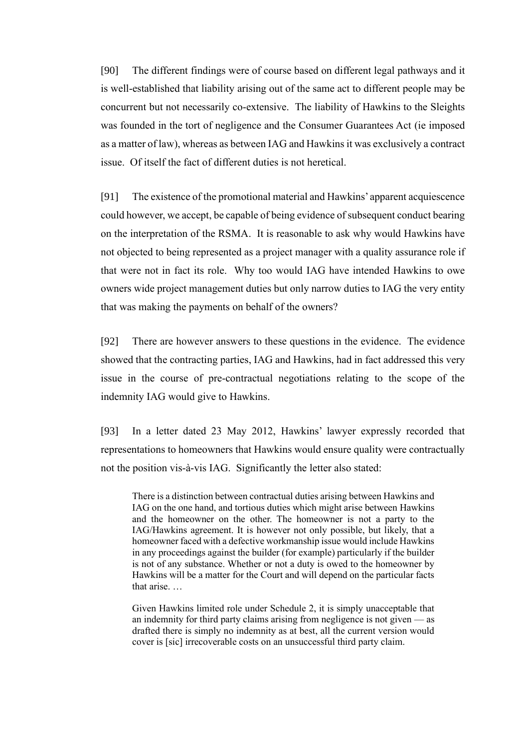[90] The different findings were of course based on different legal pathways and it is well-established that liability arising out of the same act to different people may be concurrent but not necessarily co-extensive. The liability of Hawkins to the Sleights was founded in the tort of negligence and the Consumer Guarantees Act (ie imposed as a matter of law), whereas as between IAG and Hawkins it was exclusively a contract issue. Of itself the fact of different duties is not heretical.

[91] The existence of the promotional material and Hawkins' apparent acquiescence could however, we accept, be capable of being evidence of subsequent conduct bearing on the interpretation of the RSMA. It is reasonable to ask why would Hawkins have not objected to being represented as a project manager with a quality assurance role if that were not in fact its role. Why too would IAG have intended Hawkins to owe owners wide project management duties but only narrow duties to IAG the very entity that was making the payments on behalf of the owners?

[92] There are however answers to these questions in the evidence. The evidence showed that the contracting parties, IAG and Hawkins, had in fact addressed this very issue in the course of pre-contractual negotiations relating to the scope of the indemnity IAG would give to Hawkins.

[93] In a letter dated 23 May 2012, Hawkins' lawyer expressly recorded that representations to homeowners that Hawkins would ensure quality were contractually not the position vis-à-vis IAG. Significantly the letter also stated:

> There is a distinction between contractual duties arising between Hawkins and IAG on the one hand, and tortious duties which might arise between Hawkins and the homeowner on the other. The homeowner is not a party to the IAG/Hawkins agreement. It is however not only possible, but likely, that a homeowner faced with a defective workmanship issue would include Hawkins in any proceedings against the builder (for example) particularly if the builder is not of any substance. Whether or not a duty is owed to the homeowner by Hawkins will be a matter for the Court and will depend on the particular facts that arise. …
>
> Given Hawkins limited role under Schedule 2, it is simply unacceptable that an indemnity for third party claims arising from negligence is not given — as drafted there is simply no indemnity as at best, all the current version would cover is [sic] irrecoverable costs on an unsuccessful third party claim.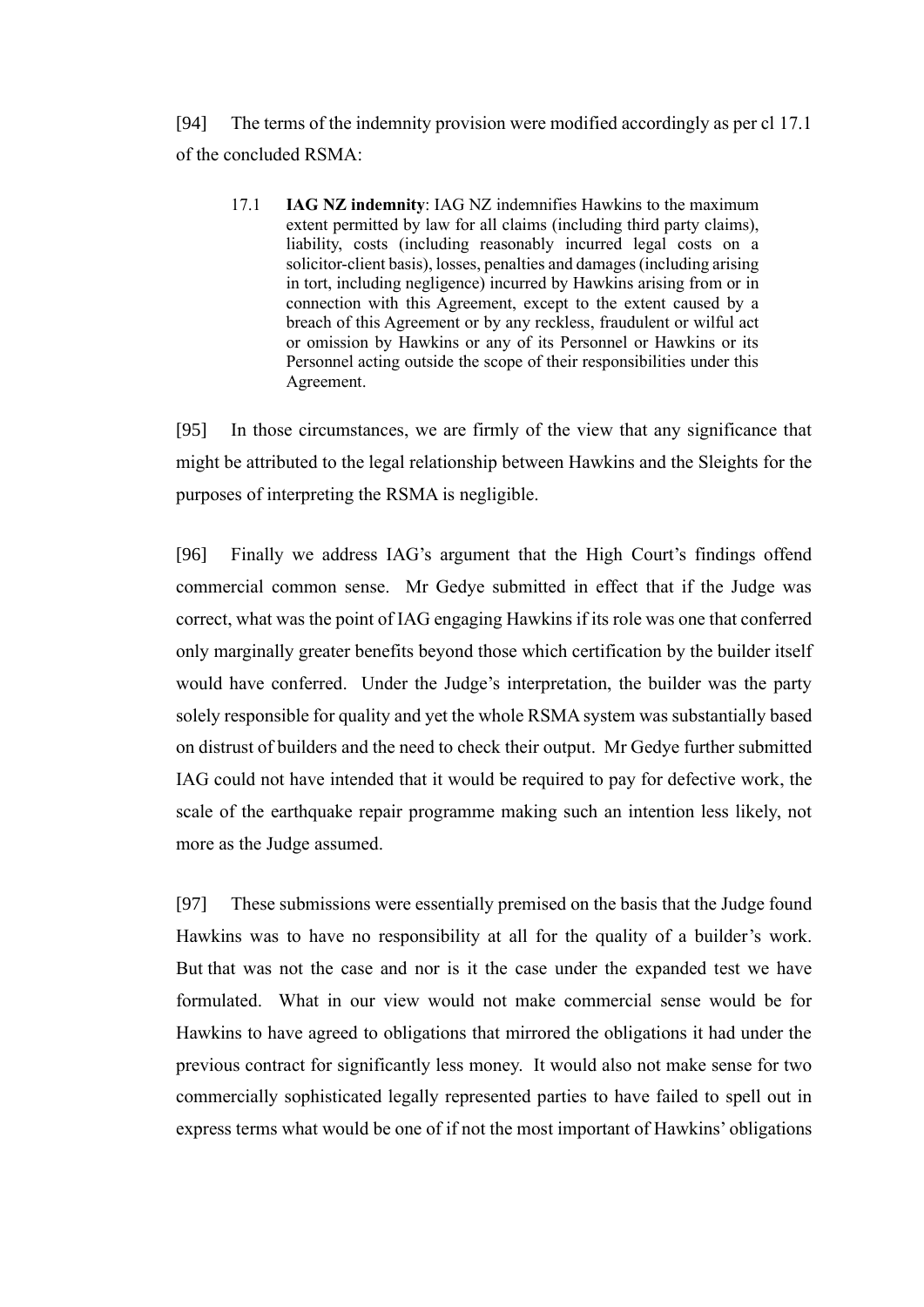[94] The terms of the indemnity provision were modified accordingly as per cl 17.1 of the concluded RSMA:

> 17.1 **IAG NZ indemnity**: IAG NZ indemnifies Hawkins to the maximum extent permitted by law for all claims (including third party claims), liability, costs (including reasonably incurred legal costs on a solicitor-client basis), losses, penalties and damages (including arising in tort, including negligence) incurred by Hawkins arising from or in connection with this Agreement, except to the extent caused by a breach of this Agreement or by any reckless, fraudulent or wilful act or omission by Hawkins or any of its Personnel or Hawkins or its Personnel acting outside the scope of their responsibilities under this Agreement.

[95] In those circumstances, we are firmly of the view that any significance that might be attributed to the legal relationship between Hawkins and the Sleights for the purposes of interpreting the RSMA is negligible.

[96] Finally we address IAG's argument that the High Court's findings offend commercial common sense. Mr Gedye submitted in effect that if the Judge was correct, what was the point of IAG engaging Hawkins if its role was one that conferred only marginally greater benefits beyond those which certification by the builder itself would have conferred. Under the Judge's interpretation, the builder was the party solely responsible for quality and yet the whole RSMA system was substantially based on distrust of builders and the need to check their output. Mr Gedye further submitted IAG could not have intended that it would be required to pay for defective work, the scale of the earthquake repair programme making such an intention less likely, not more as the Judge assumed.

[97] These submissions were essentially premised on the basis that the Judge found Hawkins was to have no responsibility at all for the quality of a builder's work. But that was not the case and nor is it the case under the expanded test we have formulated. What in our view would not make commercial sense would be for Hawkins to have agreed to obligations that mirrored the obligations it had under the previous contract for significantly less money. It would also not make sense for two commercially sophisticated legally represented parties to have failed to spell out in express terms what would be one of if not the most important of Hawkins' obligations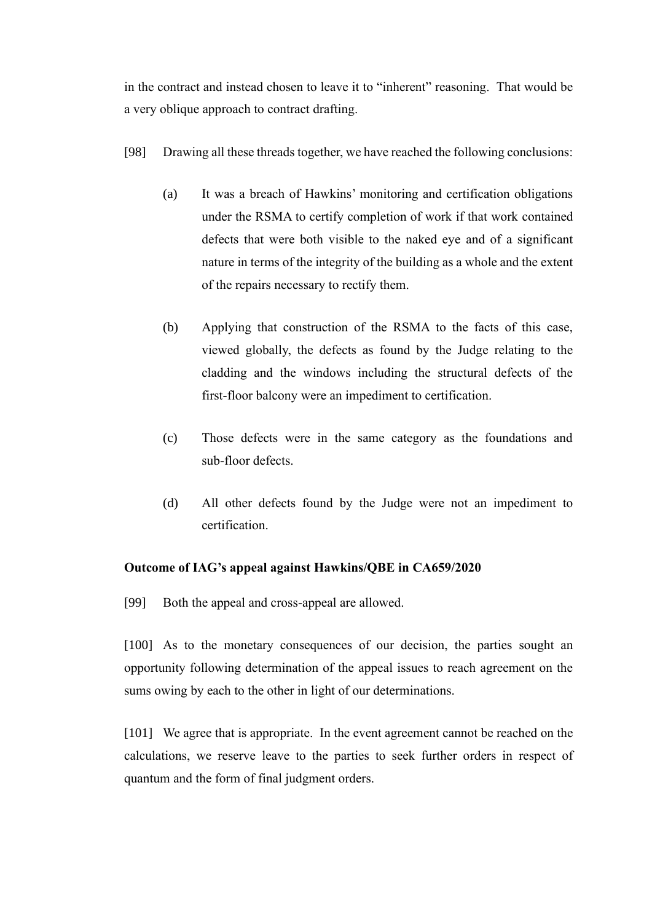in the contract and instead chosen to leave it to "inherent" reasoning. That would be a very oblique approach to contract drafting.

[98] Drawing all these threads together, we have reached the following conclusions:

(a) It was a breach of Hawkins' monitoring and certification obligations under the RSMA to certify completion of work if that work contained defects that were both visible to the naked eye and of a significant nature in terms of the integrity of the building as a whole and the extent of the repairs necessary to rectify them.

(b) Applying that construction of the RSMA to the facts of this case, viewed globally, the defects as found by the Judge relating to the cladding and the windows including the structural defects of the first-floor balcony were an impediment to certification.

(c) Those defects were in the same category as the foundations and sub-floor defects.

(d) All other defects found by the Judge were not an impediment to certification.

**Outcome of IAG's appeal against Hawkins/QBE in CA659/2020**

[99] Both the appeal and cross-appeal are allowed.

[100] As to the monetary consequences of our decision, the parties sought an opportunity following determination of the appeal issues to reach agreement on the sums owing by each to the other in light of our determinations.

[101] We agree that is appropriate. In the event agreement cannot be reached on the calculations, we reserve leave to the parties to seek further orders in respect of quantum and the form of final judgment orders.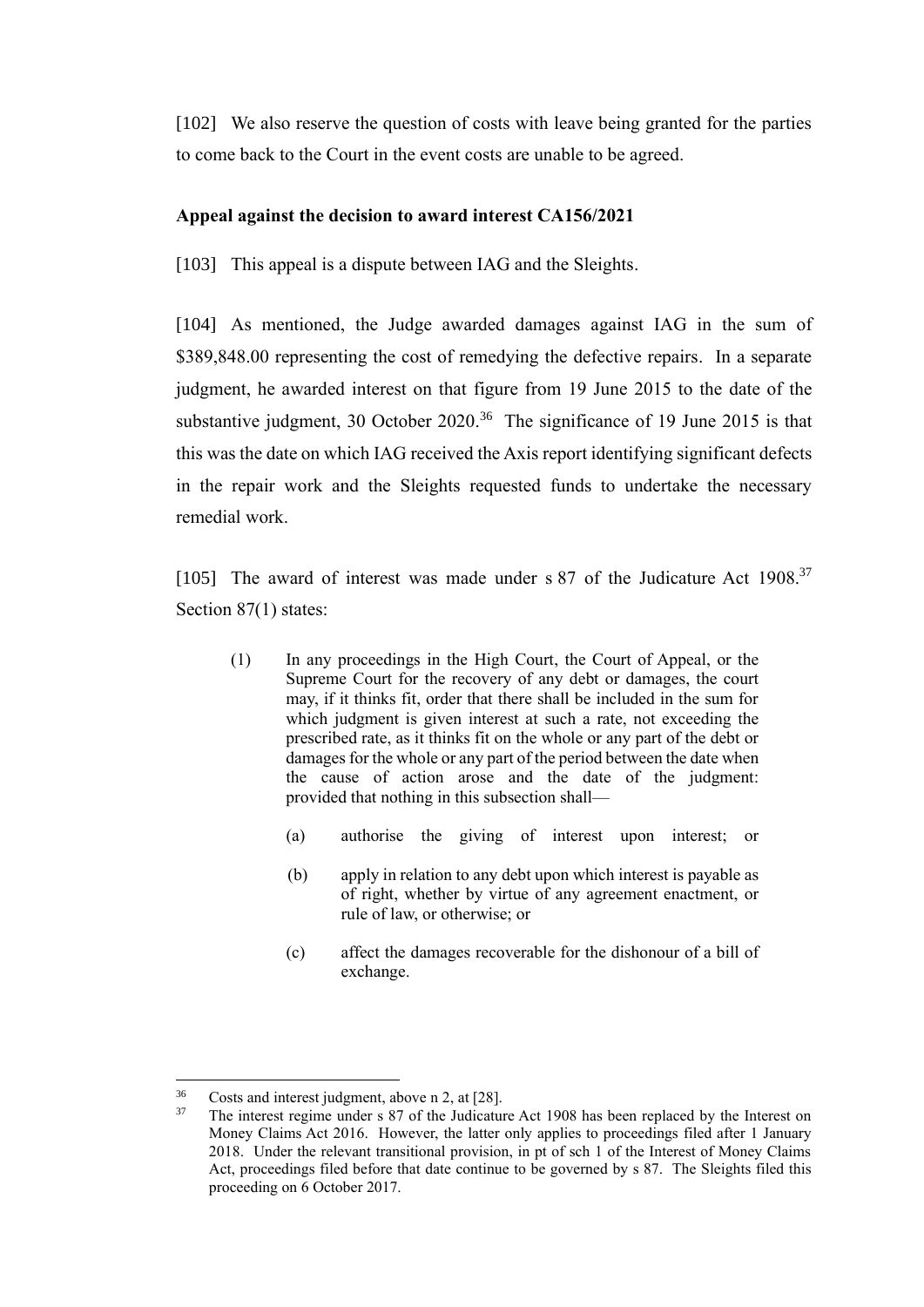[102] We also reserve the question of costs with leave being granted for the parties to come back to the Court in the event costs are unable to be agreed.

**Appeal against the decision to award interest CA156/2021**

[103] This appeal is a dispute between IAG and the Sleights.

[104] As mentioned, the Judge awarded damages against IAG in the sum of $389,848.00 representing the cost of remedying the defective repairs. In a separate judgment, he awarded interest on that figure from 19 June 2015 to the date of the substantive judgment, 30 October 2020.[36] The significance of 19 June 2015 is that this was the date on which IAG received the Axis report identifying significant defects in the repair work and the Sleights requested funds to undertake the necessary remedial work.

[105] The award of interest was made under s 87 of the Judicature Act 1908.[37] Section 87(1) states:

> (1) In any proceedings in the High Court, the Court of Appeal, or the Supreme Court for the recovery of any debt or damages, the court may, if it thinks fit, order that there shall be included in the sum for which judgment is given interest at such a rate, not exceeding the prescribed rate, as it thinks fit on the whole or any part of the debt or damages for the whole or any part of the period between the date when the cause of action arose and the date of the judgment: provided that nothing in this subsection shall—
>
> (a) authorise the giving of interest upon interest; or
>
> (b) apply in relation to any debt upon which interest is payable as of right, whether by virtue of any agreement enactment, or rule of law, or otherwise; or
>
> (c) affect the damages recoverable for the dishonour of a bill of exchange.

---

[36] Costs and interest judgment, above n 2, at [28].

[37] The interest regime under s 87 of the Judicature Act 1908 has been replaced by the Interest on Money Claims Act 2016. However, the latter only applies to proceedings filed after 1 January 2018. Under the relevant transitional provision, in pt of sch 1 of the Interest of Money Claims Act, proceedings filed before that date continue to be governed by s 87. The Sleights filed this proceeding on 6 October 2017.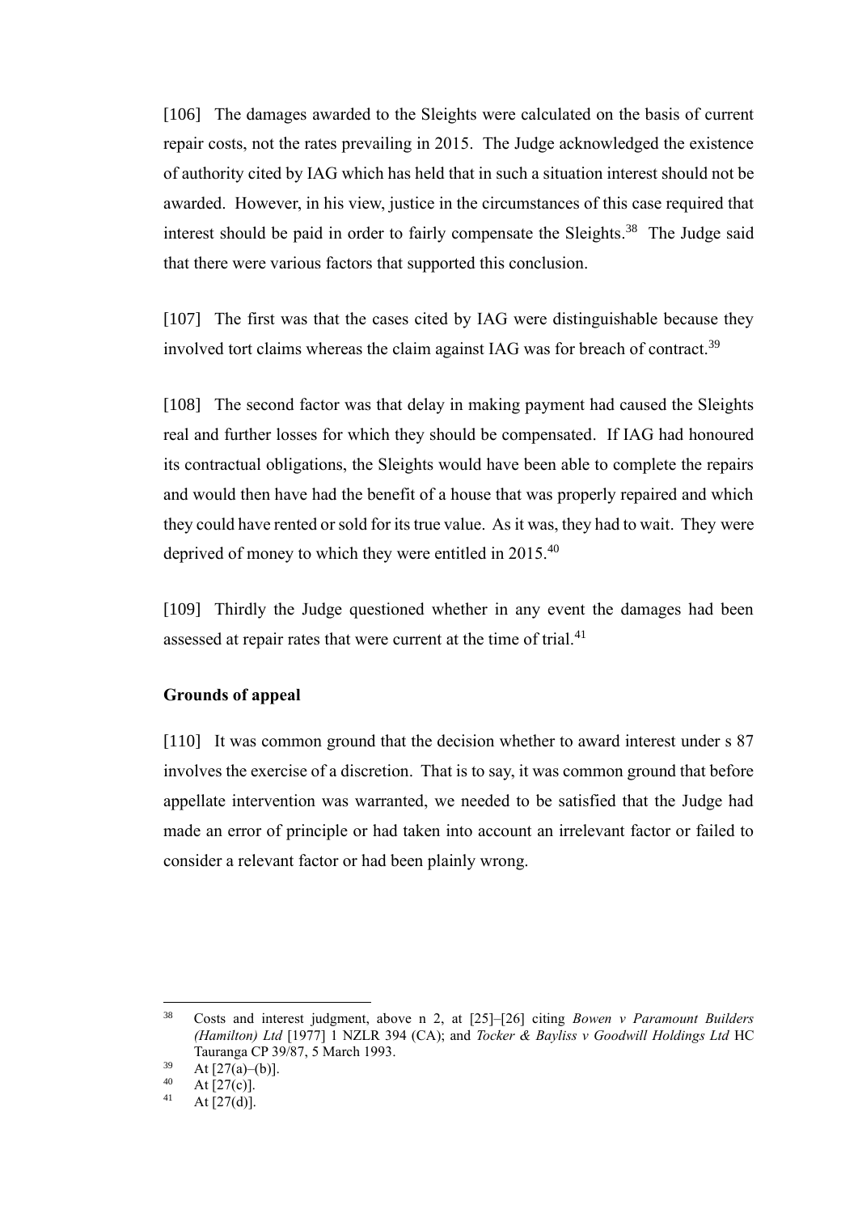[106] The damages awarded to the Sleights were calculated on the basis of current repair costs, not the rates prevailing in 2015. The Judge acknowledged the existence of authority cited by IAG which has held that in such a situation interest should not be awarded. However, in his view, justice in the circumstances of this case required that interest should be paid in order to fairly compensate the Sleights.[38] The Judge said that there were various factors that supported this conclusion.

[107] The first was that the cases cited by IAG were distinguishable because they involved tort claims whereas the claim against IAG was for breach of contract.[39]

[108] The second factor was that delay in making payment had caused the Sleights real and further losses for which they should be compensated. If IAG had honoured its contractual obligations, the Sleights would have been able to complete the repairs and would then have had the benefit of a house that was properly repaired and which they could have rented or sold for its true value. As it was, they had to wait. They were deprived of money to which they were entitled in 2015.[40]

[109] Thirdly the Judge questioned whether in any event the damages had been assessed at repair rates that were current at the time of trial.[41]

**Grounds of appeal**

[110] It was common ground that the decision whether to award interest under s 87 involves the exercise of a discretion. That is to say, it was common ground that before appellate intervention was warranted, we needed to be satisfied that the Judge had made an error of principle or had taken into account an irrelevant factor or failed to consider a relevant factor or had been plainly wrong.

---

[38] Costs and interest judgment, above n 2, at [25]–[26] citing *Bowen v Paramount Builders (Hamilton) Ltd* [1977] 1 NZLR 394 (CA); and *Tocker & Bayliss v Goodwill Holdings Ltd* HC Tauranga CP 39/87, 5 March 1993.

[39] At [27(a)–(b)].

[40] At [27(c)].

[41] At [27(d)].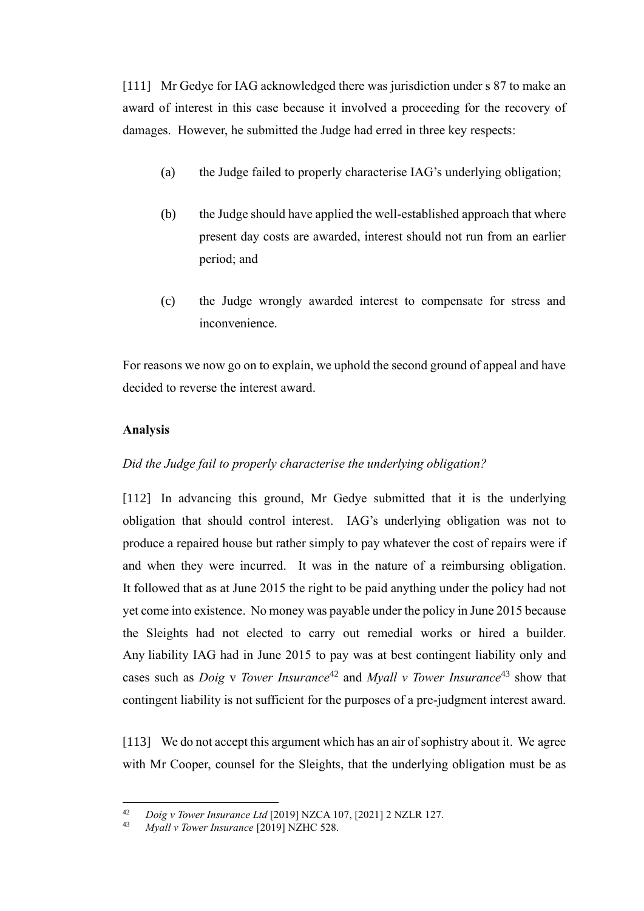[111] Mr Gedye for IAG acknowledged there was jurisdiction under s 87 to make an award of interest in this case because it involved a proceeding for the recovery of damages. However, he submitted the Judge had erred in three key respects:

(a) the Judge failed to properly characterise IAG's underlying obligation;

(b) the Judge should have applied the well-established approach that where present day costs are awarded, interest should not run from an earlier period; and

(c) the Judge wrongly awarded interest to compensate for stress and inconvenience.

For reasons we now go on to explain, we uphold the second ground of appeal and have decided to reverse the interest award.

**Analysis**

*Did the Judge fail to properly characterise the underlying obligation?*

[112] In advancing this ground, Mr Gedye submitted that it is the underlying obligation that should control interest. IAG's underlying obligation was not to produce a repaired house but rather simply to pay whatever the cost of repairs were if and when they were incurred. It was in the nature of a reimbursing obligation. It followed that as at June 2015 the right to be paid anything under the policy had not yet come into existence. No money was payable under the policy in June 2015 because the Sleights had not elected to carry out remedial works or hired a builder. Any liability IAG had in June 2015 to pay was at best contingent liability only and cases such as *Doig* v *Tower Insurance*[42] and *Myall v Tower Insurance*[43] show that contingent liability is not sufficient for the purposes of a pre-judgment interest award.

[113] We do not accept this argument which has an air of sophistry about it. We agree with Mr Cooper, counsel for the Sleights, that the underlying obligation must be as

---

[42] *Doig v Tower Insurance Ltd* [2019] NZCA 107, [2021] 2 NZLR 127.

[43] *Myall v Tower Insurance* [2019] NZHC 528.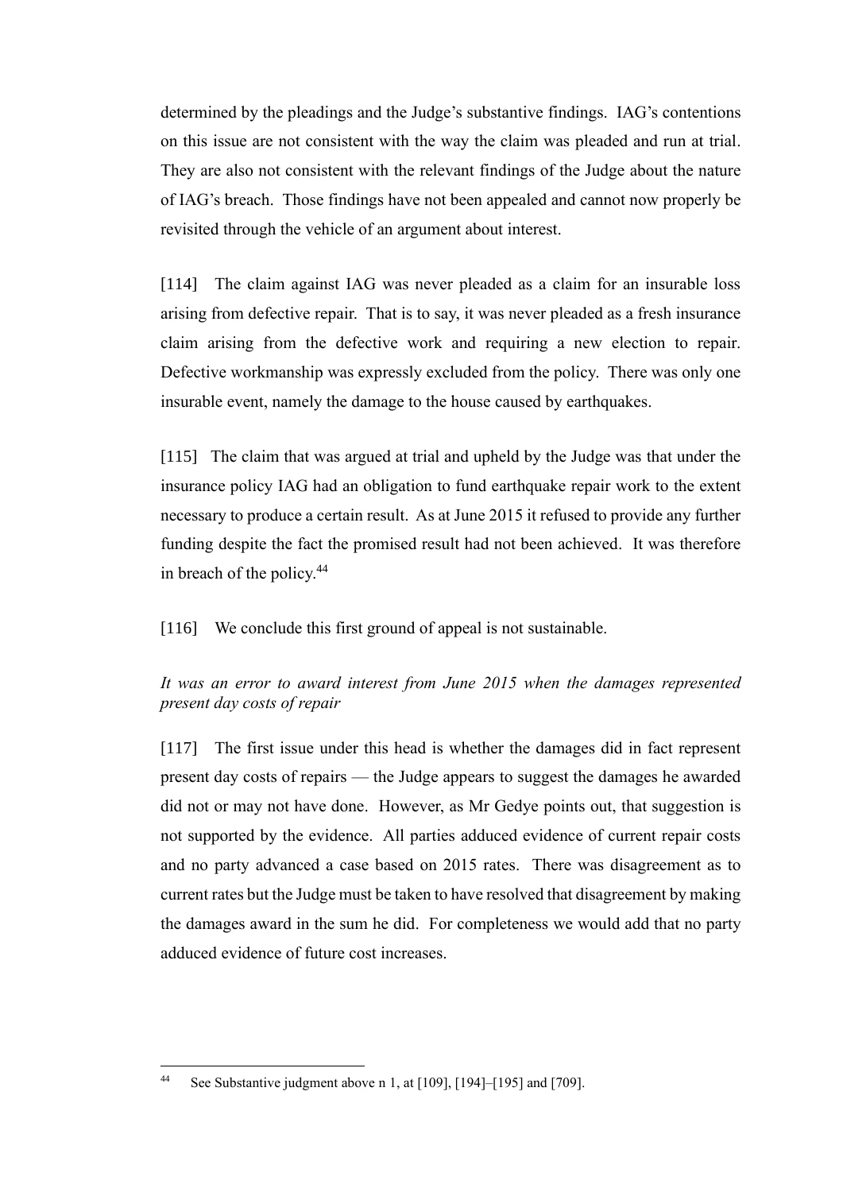determined by the pleadings and the Judge's substantive findings. IAG's contentions on this issue are not consistent with the way the claim was pleaded and run at trial. They are also not consistent with the relevant findings of the Judge about the nature of IAG's breach. Those findings have not been appealed and cannot now properly be revisited through the vehicle of an argument about interest.

[114] The claim against IAG was never pleaded as a claim for an insurable loss arising from defective repair. That is to say, it was never pleaded as a fresh insurance claim arising from the defective work and requiring a new election to repair. Defective workmanship was expressly excluded from the policy. There was only one insurable event, namely the damage to the house caused by earthquakes.

[115] The claim that was argued at trial and upheld by the Judge was that under the insurance policy IAG had an obligation to fund earthquake repair work to the extent necessary to produce a certain result. As at June 2015 it refused to provide any further funding despite the fact the promised result had not been achieved. It was therefore in breach of the policy.[44]

[116] We conclude this first ground of appeal is not sustainable.

*It was an error to award interest from June 2015 when the damages represented present day costs of repair*

[117] The first issue under this head is whether the damages did in fact represent present day costs of repairs — the Judge appears to suggest the damages he awarded did not or may not have done. However, as Mr Gedye points out, that suggestion is not supported by the evidence. All parties adduced evidence of current repair costs and no party advanced a case based on 2015 rates. There was disagreement as to current rates but the Judge must be taken to have resolved that disagreement by making the damages award in the sum he did. For completeness we would add that no party adduced evidence of future cost increases.

[44] See Substantive judgment above n 1, at [109], [194]–[195] and [709].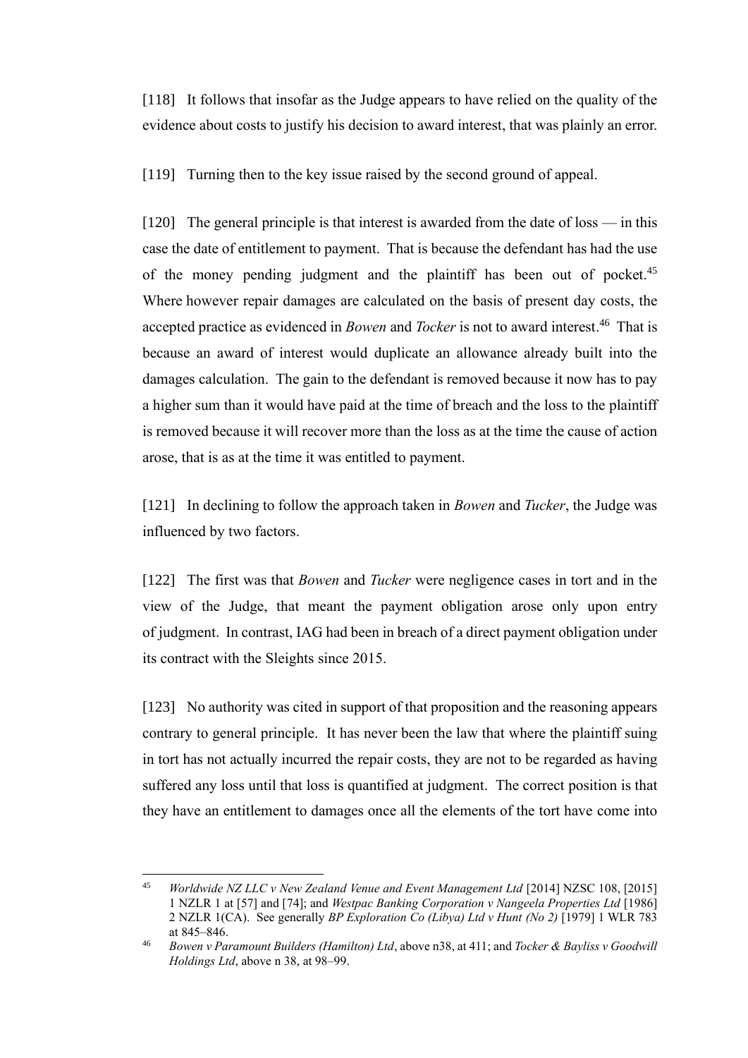[118] It follows that insofar as the Judge appears to have relied on the quality of the evidence about costs to justify his decision to award interest, that was plainly an error.

[119] Turning then to the key issue raised by the second ground of appeal.

[120] The general principle is that interest is awarded from the date of loss — in this case the date of entitlement to payment. That is because the defendant has had the use of the money pending judgment and the plaintiff has been out of pocket.[45] Where however repair damages are calculated on the basis of present day costs, the accepted practice as evidenced in *Bowen* and *Tocker* is not to award interest.[46] That is because an award of interest would duplicate an allowance already built into the damages calculation. The gain to the defendant is removed because it now has to pay a higher sum than it would have paid at the time of breach and the loss to the plaintiff is removed because it will recover more than the loss as at the time the cause of action arose, that is as at the time it was entitled to payment.

[121] In declining to follow the approach taken in *Bowen* and *Tucker*, the Judge was influenced by two factors.

[122] The first was that *Bowen* and *Tucker* were negligence cases in tort and in the view of the Judge, that meant the payment obligation arose only upon entry of judgment. In contrast, IAG had been in breach of a direct payment obligation under its contract with the Sleights since 2015.

[123] No authority was cited in support of that proposition and the reasoning appears contrary to general principle. It has never been the law that where the plaintiff suing in tort has not actually incurred the repair costs, they are not to be regarded as having suffered any loss until that loss is quantified at judgment. The correct position is that they have an entitlement to damages once all the elements of the tort have come into

---

[45] *Worldwide NZ LLC v New Zealand Venue and Event Management Ltd* [2014] NZSC 108, [2015] 1 NZLR 1 at [57] and [74]; and *Westpac Banking Corporation v Nangeela Properties Ltd* [1986] 2 NZLR 1(CA). See generally *BP Exploration Co (Libya) Ltd v Hunt (No 2)* [1979] 1 WLR 783 at 845–846.

[46] *Bowen v Paramount Builders (Hamilton) Ltd*, above n38, at 411; and *Tocker & Bayliss v Goodwill Holdings Ltd*, above n 38, at 98–99.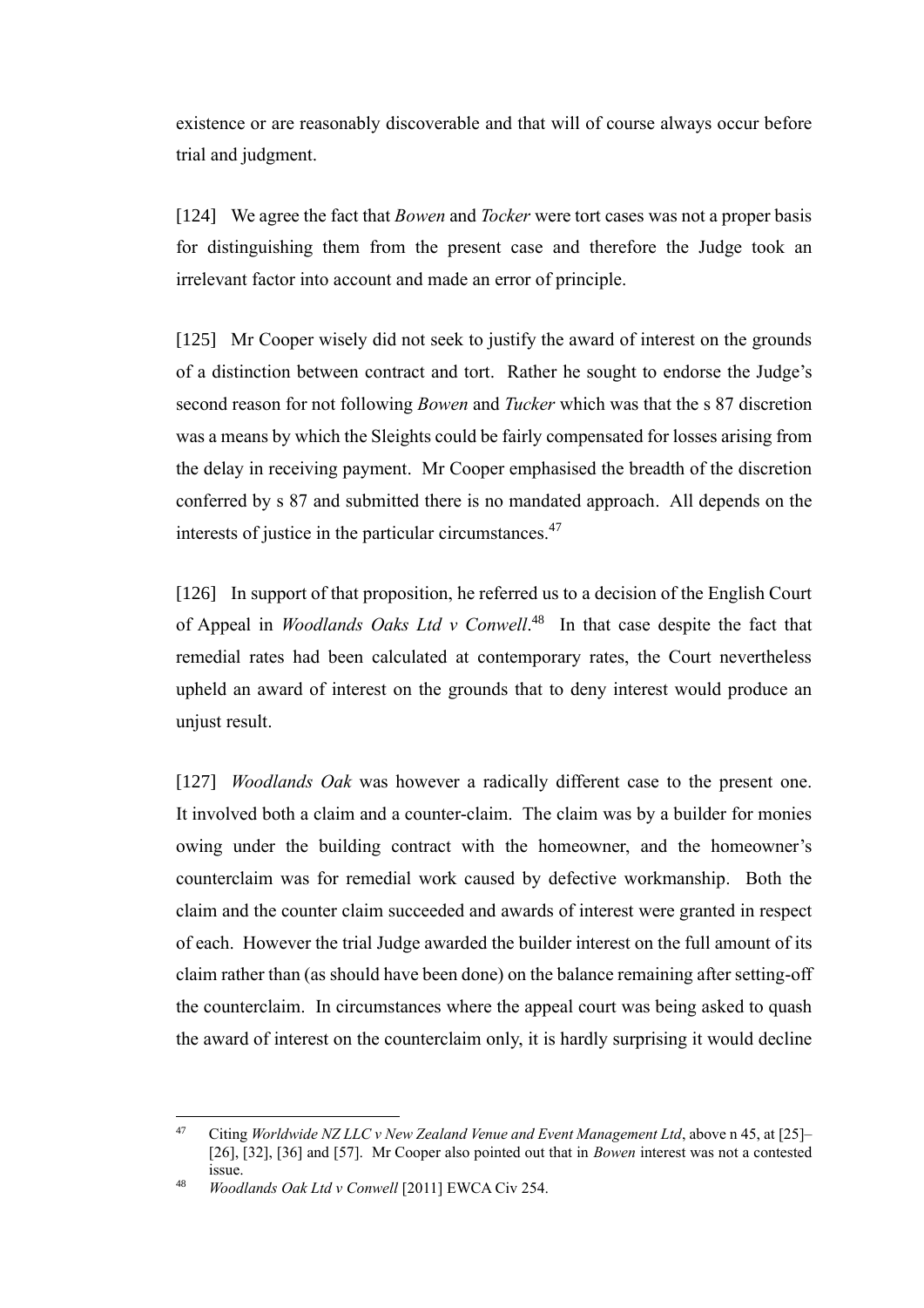existence or are reasonably discoverable and that will of course always occur before trial and judgment.

[124] We agree the fact that *Bowen* and *Tocker* were tort cases was not a proper basis for distinguishing them from the present case and therefore the Judge took an irrelevant factor into account and made an error of principle.

[125] Mr Cooper wisely did not seek to justify the award of interest on the grounds of a distinction between contract and tort. Rather he sought to endorse the Judge's second reason for not following *Bowen* and *Tucker* which was that the s 87 discretion was a means by which the Sleights could be fairly compensated for losses arising from the delay in receiving payment. Mr Cooper emphasised the breadth of the discretion conferred by s 87 and submitted there is no mandated approach. All depends on the interests of justice in the particular circumstances.[47]

[126] In support of that proposition, he referred us to a decision of the English Court of Appeal in *Woodlands Oaks Ltd v Conwell*.[48] In that case despite the fact that remedial rates had been calculated at contemporary rates, the Court nevertheless upheld an award of interest on the grounds that to deny interest would produce an unjust result.

[127] *Woodlands Oak* was however a radically different case to the present one. It involved both a claim and a counter-claim. The claim was by a builder for monies owing under the building contract with the homeowner, and the homeowner's counterclaim was for remedial work caused by defective workmanship. Both the claim and the counter claim succeeded and awards of interest were granted in respect of each. However the trial Judge awarded the builder interest on the full amount of its claim rather than (as should have been done) on the balance remaining after setting-off the counterclaim. In circumstances where the appeal court was being asked to quash the award of interest on the counterclaim only, it is hardly surprising it would decline

---

47 Citing *Worldwide NZ LLC v New Zealand Venue and Event Management Ltd*, above n 45, at [25]–[26], [32], [36] and [57]. Mr Cooper also pointed out that in *Bowen* interest was not a contested issue.

48 *Woodlands Oak Ltd v Conwell* [2011] EWCA Civ 254.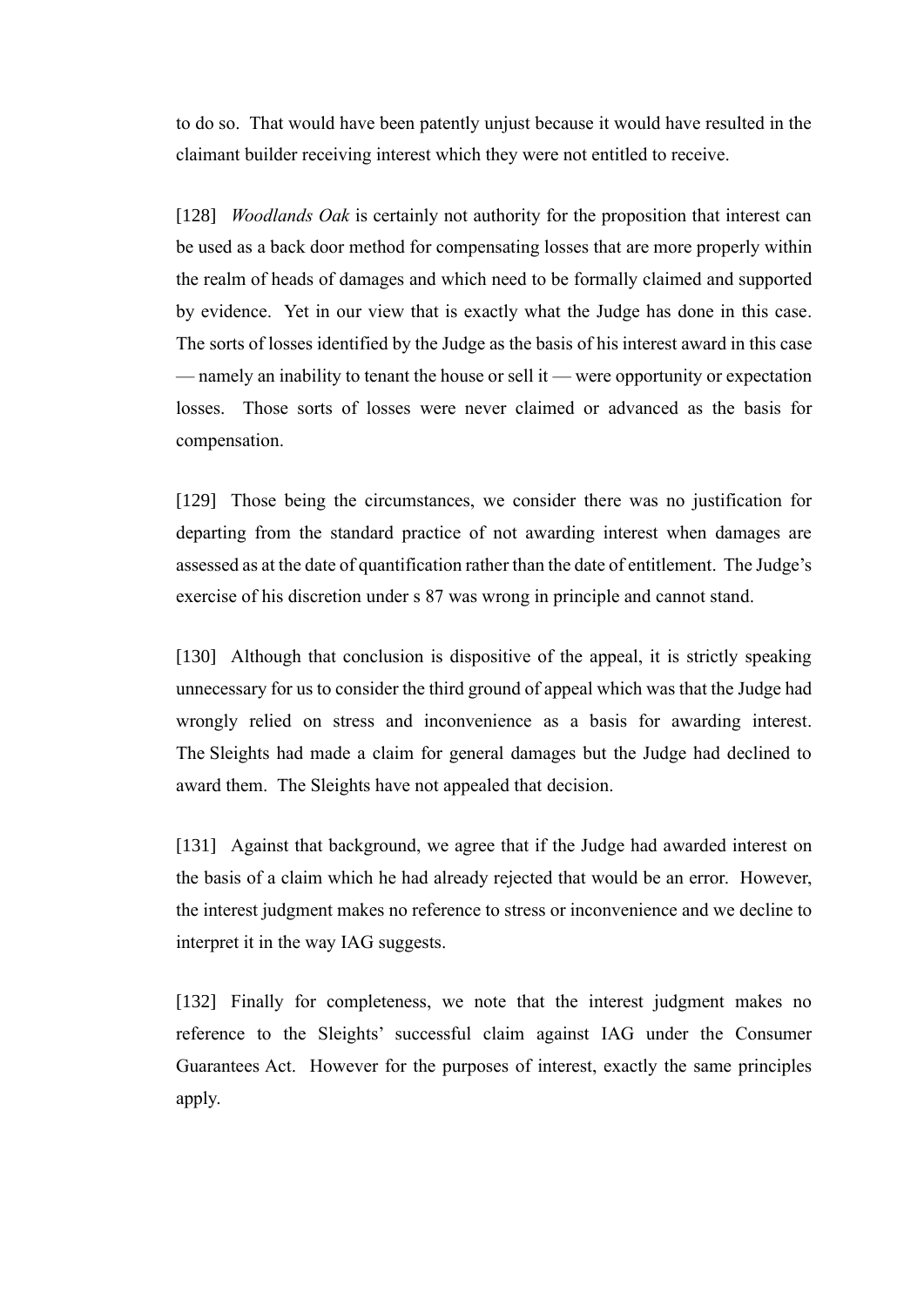to do so. That would have been patently unjust because it would have resulted in the claimant builder receiving interest which they were not entitled to receive.

[128] *Woodlands Oak* is certainly not authority for the proposition that interest can be used as a back door method for compensating losses that are more properly within the realm of heads of damages and which need to be formally claimed and supported by evidence. Yet in our view that is exactly what the Judge has done in this case. The sorts of losses identified by the Judge as the basis of his interest award in this case — namely an inability to tenant the house or sell it — were opportunity or expectation losses. Those sorts of losses were never claimed or advanced as the basis for compensation.

[129] Those being the circumstances, we consider there was no justification for departing from the standard practice of not awarding interest when damages are assessed as at the date of quantification rather than the date of entitlement. The Judge's exercise of his discretion under s 87 was wrong in principle and cannot stand.

[130] Although that conclusion is dispositive of the appeal, it is strictly speaking unnecessary for us to consider the third ground of appeal which was that the Judge had wrongly relied on stress and inconvenience as a basis for awarding interest. The Sleights had made a claim for general damages but the Judge had declined to award them. The Sleights have not appealed that decision.

[131] Against that background, we agree that if the Judge had awarded interest on the basis of a claim which he had already rejected that would be an error. However, the interest judgment makes no reference to stress or inconvenience and we decline to interpret it in the way IAG suggests.

[132] Finally for completeness, we note that the interest judgment makes no reference to the Sleights' successful claim against IAG under the Consumer Guarantees Act. However for the purposes of interest, exactly the same principles apply.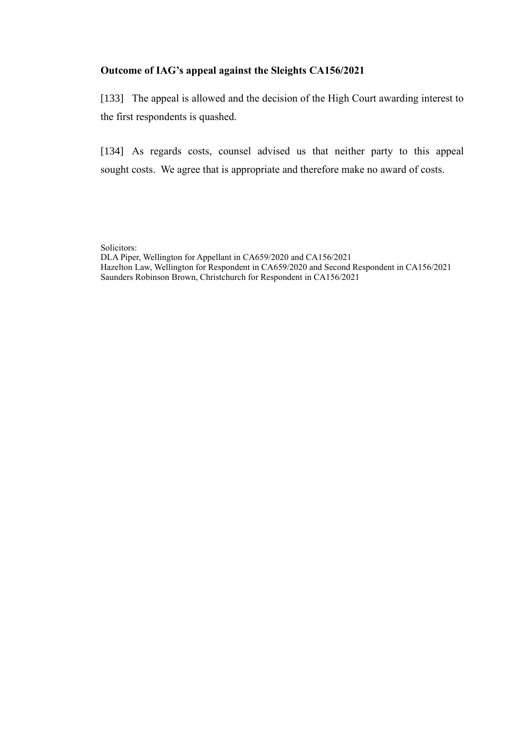**Outcome of IAG's appeal against the Sleights CA156/2021**

[133] The appeal is allowed and the decision of the High Court awarding interest to the first respondents is quashed.

[134] As regards costs, counsel advised us that neither party to this appeal sought costs. We agree that is appropriate and therefore make no award of costs.

Solicitors:
DLA Piper, Wellington for Appellant in CA659/2020 and CA156/2021
Hazelton Law, Wellington for Respondent in CA659/2020 and Second Respondent in CA156/2021
Saunders Robinson Brown, Christchurch for Respondent in CA156/2021